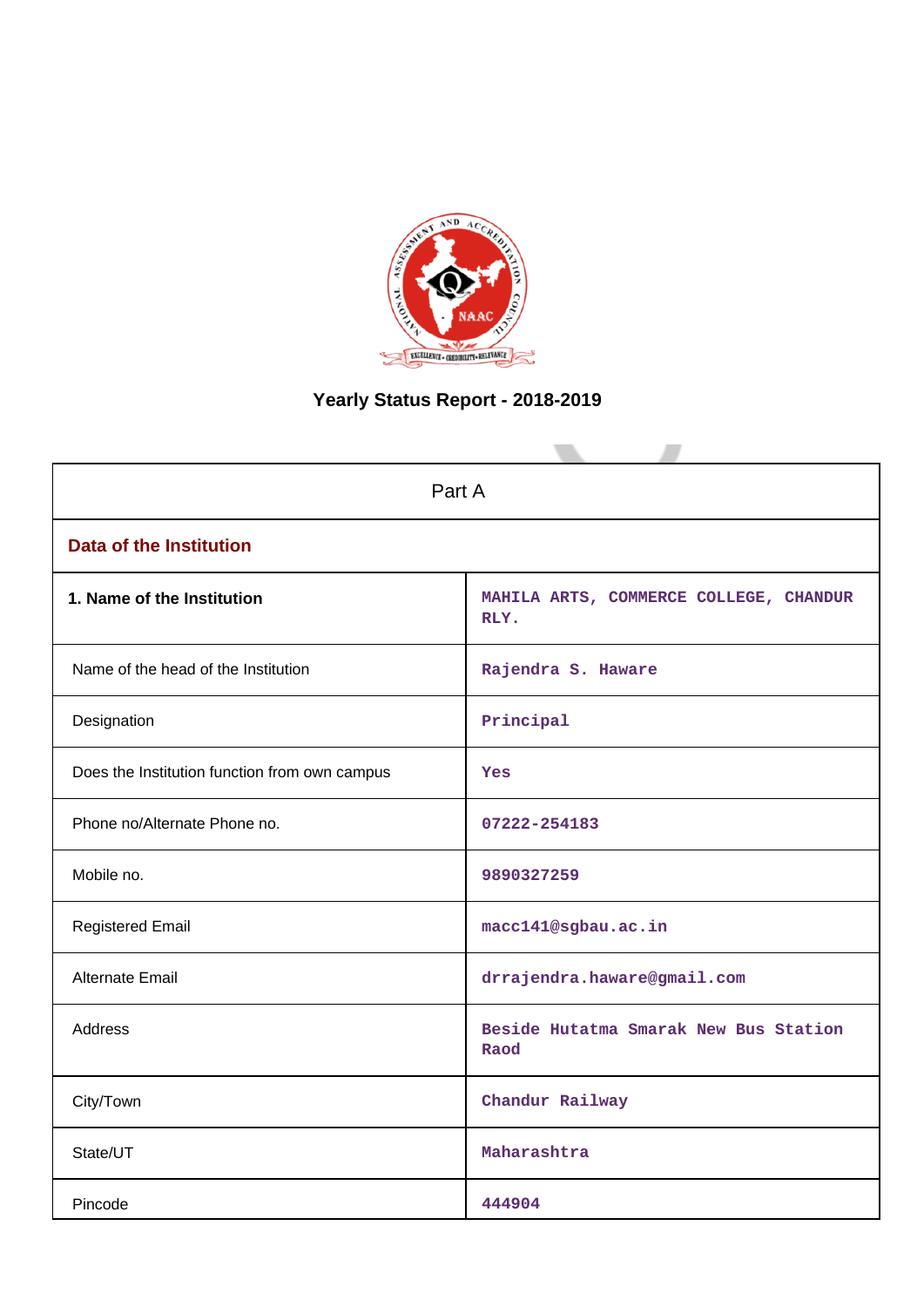# Yearly Status Report - 2018-2019

| Part A | |
|---|---|
| **Data of the Institution** | |
| **1. Name of the Institution** | MAHILA ARTS, COMMERCE COLLEGE, CHANDUR RLY. |
| Name of the head of the Institution | Rajendra S. Haware |
| Designation | Principal |
| Does the Institution function from own campus | Yes |
| Phone no/Alternate Phone no. | 07222-254183 |
| Mobile no. | 9890327259 |
| Registered Email | macc141@sgbau.ac.in |
| Alternate Email | drrajendra.haware@gmail.com |
| Address | Beside Hutatma Smarak New Bus Station Raod |
| City/Town | Chandur Railway |
| State/UT | Maharashtra |
| Pincode | 444904 |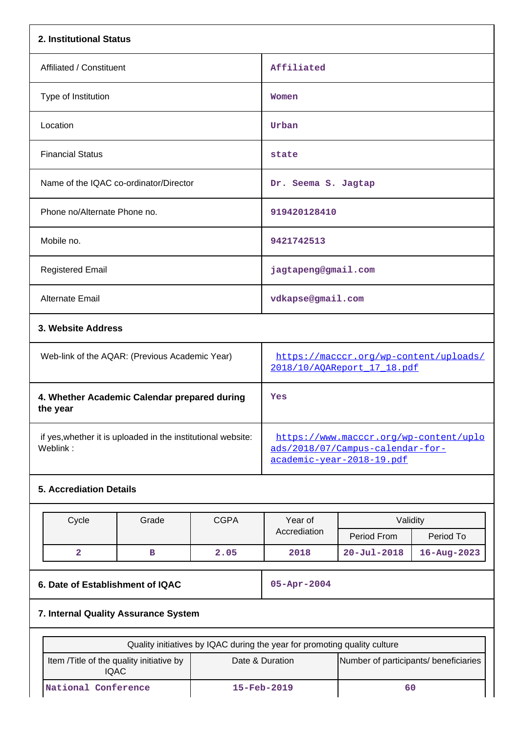**2. Institutional Status**

| | |
|---|---|
| Affiliated / Constituent | Affiliated |
| Type of Institution | Women |
| Location | Urban |
| Financial Status | state |
| Name of the IQAC co-ordinator/Director | Dr. Seema S. Jagtap |
| Phone no/Alternate Phone no. | 919420128410 |
| Mobile no. | 9421742513 |
| Registered Email | jagtapeng@gmail.com |
| Alternate Email | vdkapse@gmail.com |

**3. Website Address**

| | |
|---|---|
| Web-link of the AQAR: (Previous Academic Year) | https://macccr.org/wp-content/uploads/2018/10/AQAReport_17_18.pdf |
| **4. Whether Academic Calendar prepared during the year** | Yes |
| if yes,whether it is uploaded in the institutional website: Weblink : | https://www.macccr.org/wp-content/uploads/2018/07/Campus-calendar-for-academic-year-2018-19.pdf |

**5. Accrediation Details**

| Cycle | Grade | CGPA | Year of Accrediation | Validity | |
|---|---|---|---|---|---|
| | | | | Period From | Period To |
| 2 | B | 2.05 | 2018 | 20-Jul-2018 | 16-Aug-2023 |

| | |
|---|---|
| **6. Date of Establishment of IQAC** | 05-Apr-2004 |

**7. Internal Quality Assurance System**

| Quality initiatives by IQAC during the year for promoting quality culture | | |
|---|---|---|
| Item /Title of the quality initiative by IQAC | Date & Duration | Number of participants/ beneficiaries |
| National Conference | 15-Feb-2019 | 60 |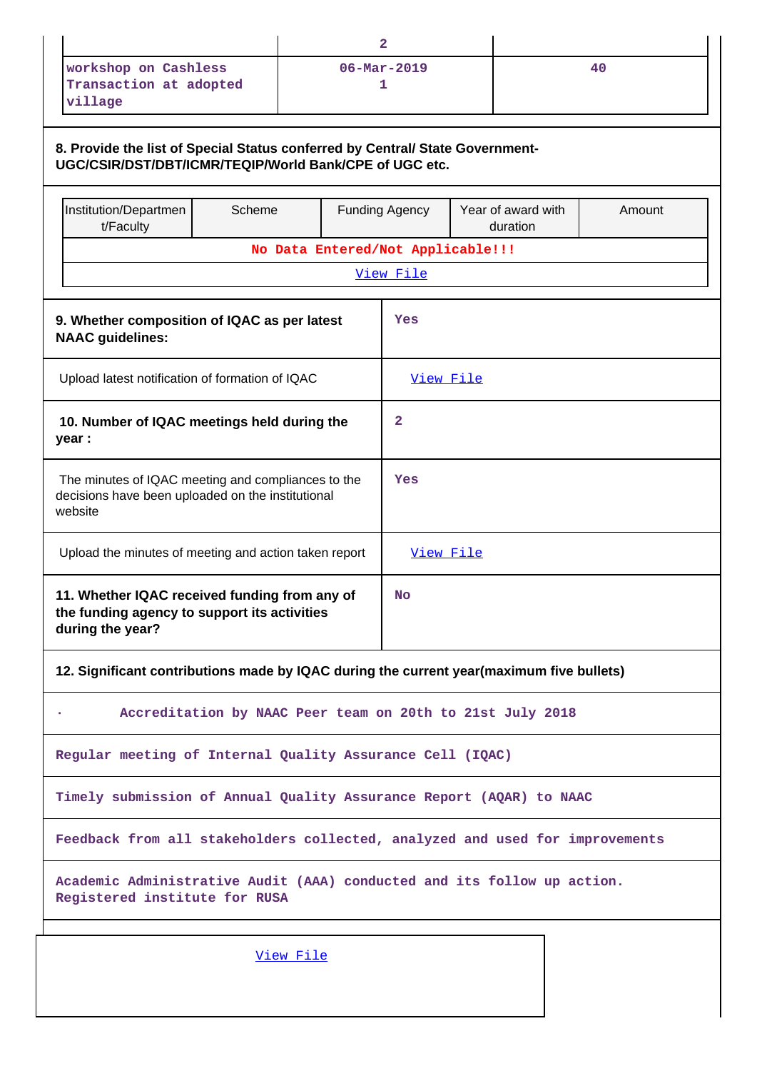| | 2 | |
|---|---|---|
| workshop on Cashless Transaction at adopted village | 06-Mar-2019<br>1 | 40 |

**8. Provide the list of Special Status conferred by Central/ State Government- UGC/CSIR/DST/DBT/ICMR/TEQIP/World Bank/CPE of UGC etc.**

| Institution/Department/Faculty | Scheme | Funding Agency | Year of award with duration | Amount |
|---|---|---|---|---|
| No Data Entered/Not Applicable!!! | | | | |
| View File | | | | |

| | |
|---|---|
| **9. Whether composition of IQAC as per latest NAAC guidelines:** | Yes |
| Upload latest notification of formation of IQAC | View File |
| **10. Number of IQAC meetings held during the year :** | 2 |
| The minutes of IQAC meeting and compliances to the decisions have been uploaded on the institutional website | Yes |
| Upload the minutes of meeting and action taken report | View File |
| **11. Whether IQAC received funding from any of the funding agency to support its activities during the year?** | No |

**12. Significant contributions made by IQAC during the current year(maximum five bullets)**

· Accreditation by NAAC Peer team on 20th to 21st July 2018

Regular meeting of Internal Quality Assurance Cell (IQAC)

Timely submission of Annual Quality Assurance Report (AQAR) to NAAC

Feedback from all stakeholders collected, analyzed and used for improvements

Academic Administrative Audit (AAA) conducted and its follow up action. Registered institute for RUSA

View File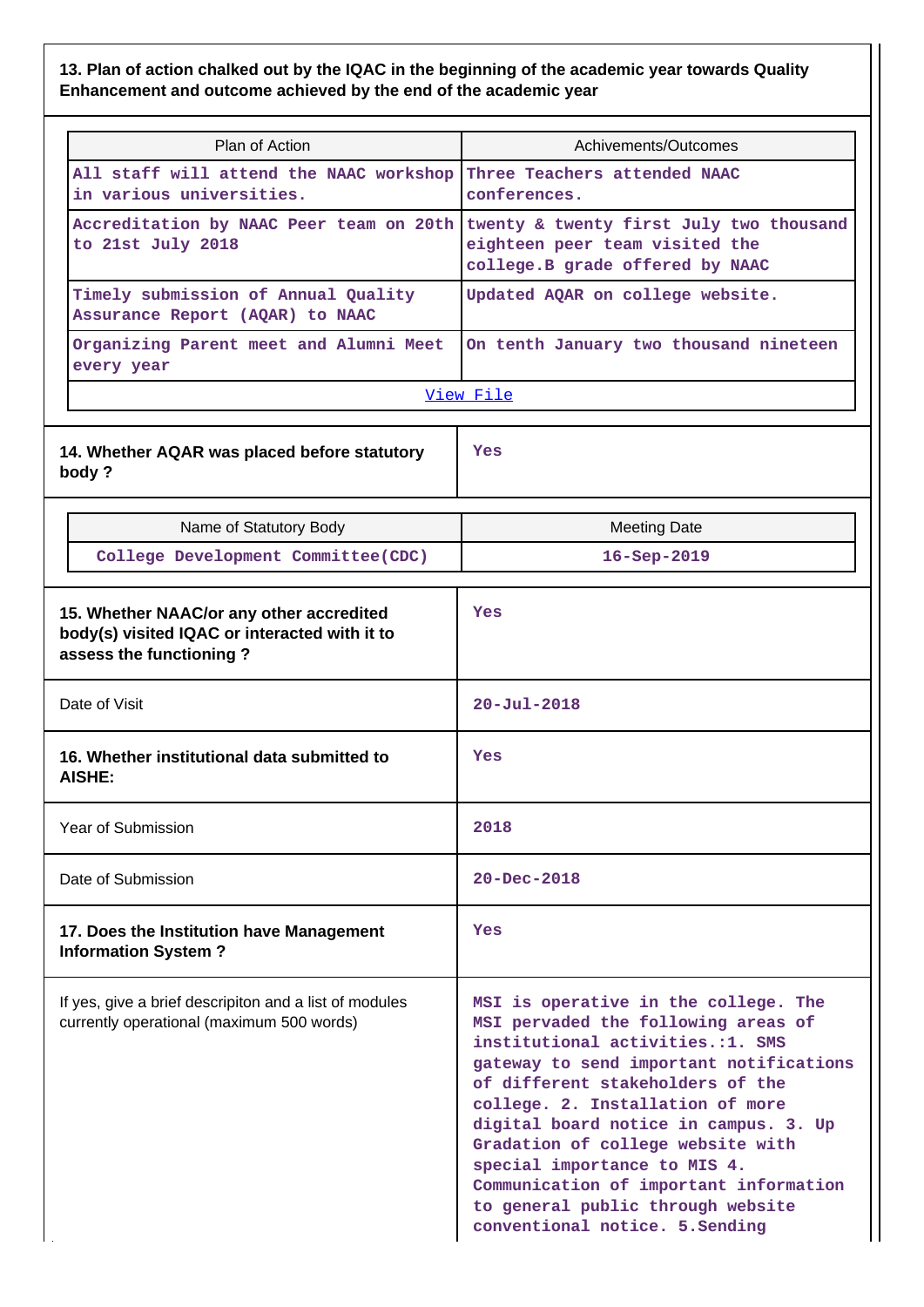**13. Plan of action chalked out by the IQAC in the beginning of the academic year towards Quality Enhancement and outcome achieved by the end of the academic year**

| Plan of Action | Achivements/Outcomes |
|---|---|
| All staff will attend the NAAC workshop in various universities. | Three Teachers attended NAAC conferences. |
| Accreditation by NAAC Peer team on 20th to 21st July 2018 | twenty & twenty first July two thousand eighteen peer team visited the college.B grade offered by NAAC |
| Timely submission of Annual Quality Assurance Report (AQAR) to NAAC | Updated AQAR on college website. |
| Organizing Parent meet and Alumni Meet every year | On tenth January two thousand nineteen |
| View File | |

| | |
|---|---|
| **14. Whether AQAR was placed before statutory body ?** | Yes |

| Name of Statutory Body | Meeting Date |
|---|---|
| College Development Committee(CDC) | 16-Sep-2019 |

| | |
|---|---|
| **15. Whether NAAC/or any other accredited body(s) visited IQAC or interacted with it to assess the functioning ?** | Yes |
| Date of Visit | 20-Jul-2018 |
| **16. Whether institutional data submitted to AISHE:** | Yes |
| Year of Submission | 2018 |
| Date of Submission | 20-Dec-2018 |
| **17. Does the Institution have Management Information System ?** | Yes |
| If yes, give a brief descripiton and a list of modules currently operational (maximum 500 words) | MSI is operative in the college. The MSI pervaded the following areas of institutional activities.:1. SMS gateway to send important notifications of different stakeholders of the college. 2. Installation of more digital board notice in campus. 3. Up Gradation of college website with special importance to MIS 4. Communication of important information to general public through website conventional notice. 5.Sending |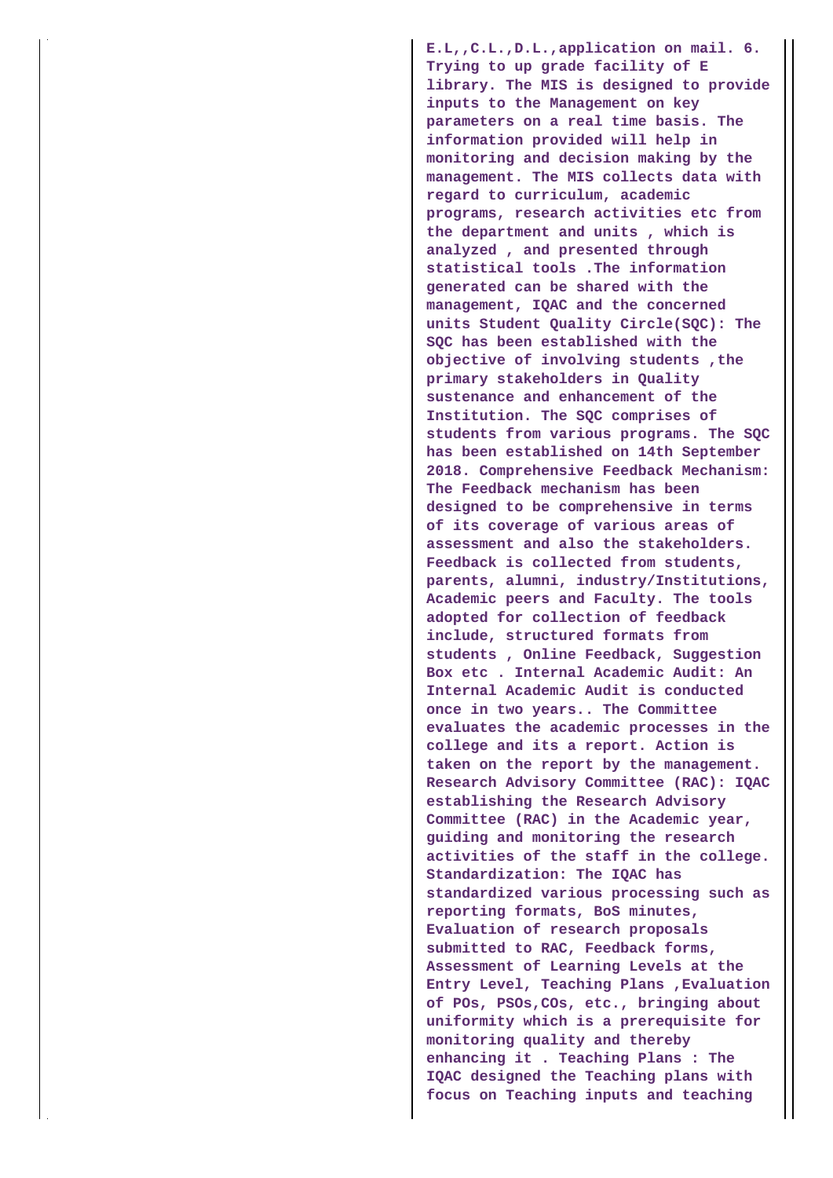E.L,,C.L.,D.L.,application on mail. 6. Trying to up grade facility of E library. The MIS is designed to provide inputs to the Management on key parameters on a real time basis. The information provided will help in monitoring and decision making by the management. The MIS collects data with regard to curriculum, academic programs, research activities etc from the department and units , which is analyzed , and presented through statistical tools .The information generated can be shared with the management, IQAC and the concerned units Student Quality Circle(SQC): The SQC has been established with the objective of involving students ,the primary stakeholders in Quality sustenance and enhancement of the Institution. The SQC comprises of students from various programs. The SQC has been established on 14th September 2018. Comprehensive Feedback Mechanism: The Feedback mechanism has been designed to be comprehensive in terms of its coverage of various areas of assessment and also the stakeholders. Feedback is collected from students, parents, alumni, industry/Institutions, Academic peers and Faculty. The tools adopted for collection of feedback include, structured formats from students , Online Feedback, Suggestion Box etc . Internal Academic Audit: An Internal Academic Audit is conducted once in two years.. The Committee evaluates the academic processes in the college and its a report. Action is taken on the report by the management. Research Advisory Committee (RAC): IQAC establishing the Research Advisory Committee (RAC) in the Academic year, guiding and monitoring the research activities of the staff in the college. Standardization: The IQAC has standardized various processing such as reporting formats, BoS minutes, Evaluation of research proposals submitted to RAC, Feedback forms, Assessment of Learning Levels at the Entry Level, Teaching Plans ,Evaluation of POs, PSOs,COs, etc., bringing about uniformity which is a prerequisite for monitoring quality and thereby enhancing it . Teaching Plans : The IQAC designed the Teaching plans with focus on Teaching inputs and teaching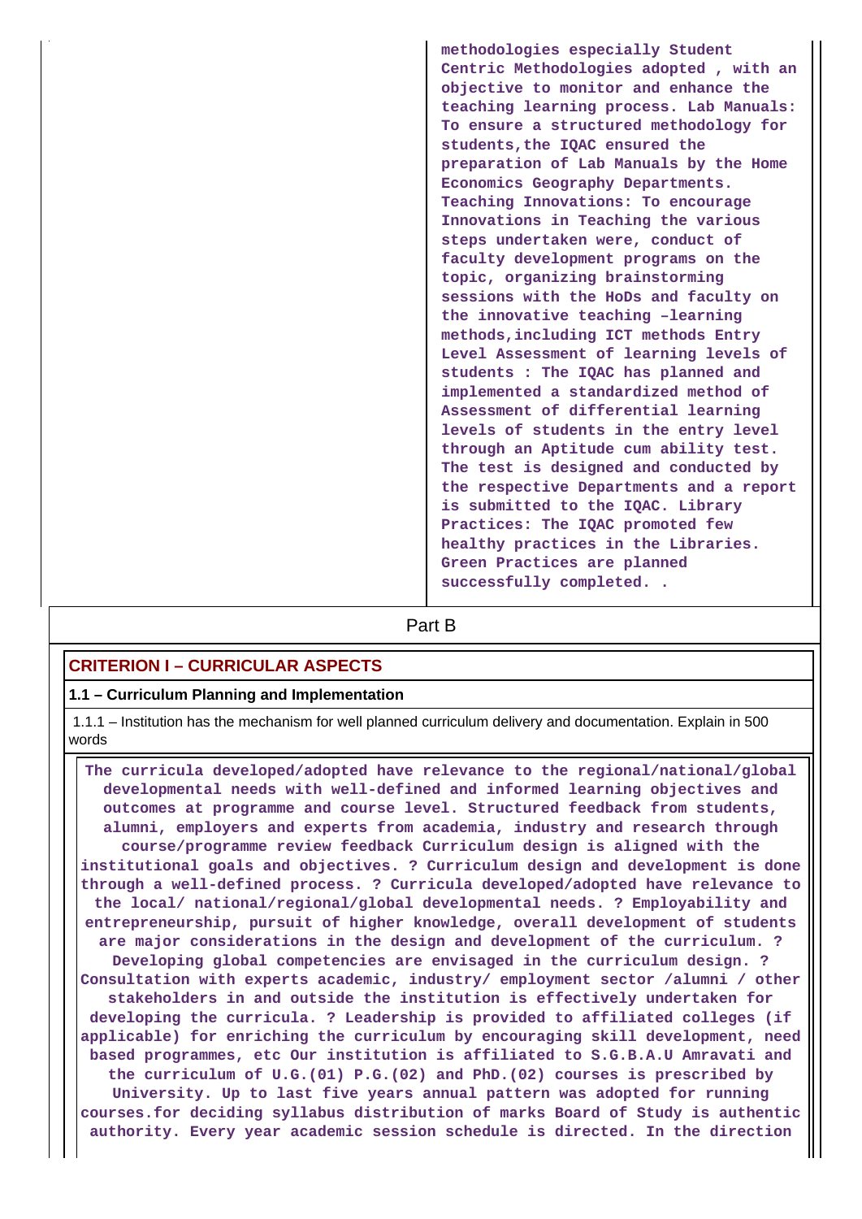| | methodologies especially Student Centric Methodologies adopted , with an objective to monitor and enhance the teaching learning process. Lab Manuals: To ensure a structured methodology for students,the IQAC ensured the preparation of Lab Manuals by the Home Economics Geography Departments. Teaching Innovations: To encourage Innovations in Teaching the various steps undertaken were, conduct of faculty development programs on the topic, organizing brainstorming sessions with the HoDs and faculty on the innovative teaching –learning methods,including ICT methods Entry Level Assessment of learning levels of students : The IQAC has planned and implemented a standardized method of Assessment of differential learning levels of students in the entry level through an Aptitude cum ability test. The test is designed and conducted by the respective Departments and a report is submitted to the IQAC. Library Practices: The IQAC promoted few healthy practices in the Libraries. Green Practices are planned successfully completed. . |
|---|---|

## Part B

### CRITERION I – CURRICULAR ASPECTS

**1.1 – Curriculum Planning and Implementation**

1.1.1 – Institution has the mechanism for well planned curriculum delivery and documentation. Explain in 500 words

The curricula developed/adopted have relevance to the regional/national/global developmental needs with well-defined and informed learning objectives and outcomes at programme and course level. Structured feedback from students, alumni, employers and experts from academia, industry and research through course/programme review feedback Curriculum design is aligned with the institutional goals and objectives. ? Curriculum design and development is done through a well-defined process. ? Curricula developed/adopted have relevance to the local/ national/regional/global developmental needs. ? Employability and entrepreneurship, pursuit of higher knowledge, overall development of students are major considerations in the design and development of the curriculum. ? Developing global competencies are envisaged in the curriculum design. ? Consultation with experts academic, industry/ employment sector /alumni / other stakeholders in and outside the institution is effectively undertaken for developing the curricula. ? Leadership is provided to affiliated colleges (if applicable) for enriching the curriculum by encouraging skill development, need based programmes, etc Our institution is affiliated to S.G.B.A.U Amravati and the curriculum of U.G.(01) P.G.(02) and PhD.(02) courses is prescribed by University. Up to last five years annual pattern was adopted for running courses.for deciding syllabus distribution of marks Board of Study is authentic authority. Every year academic session schedule is directed. In the direction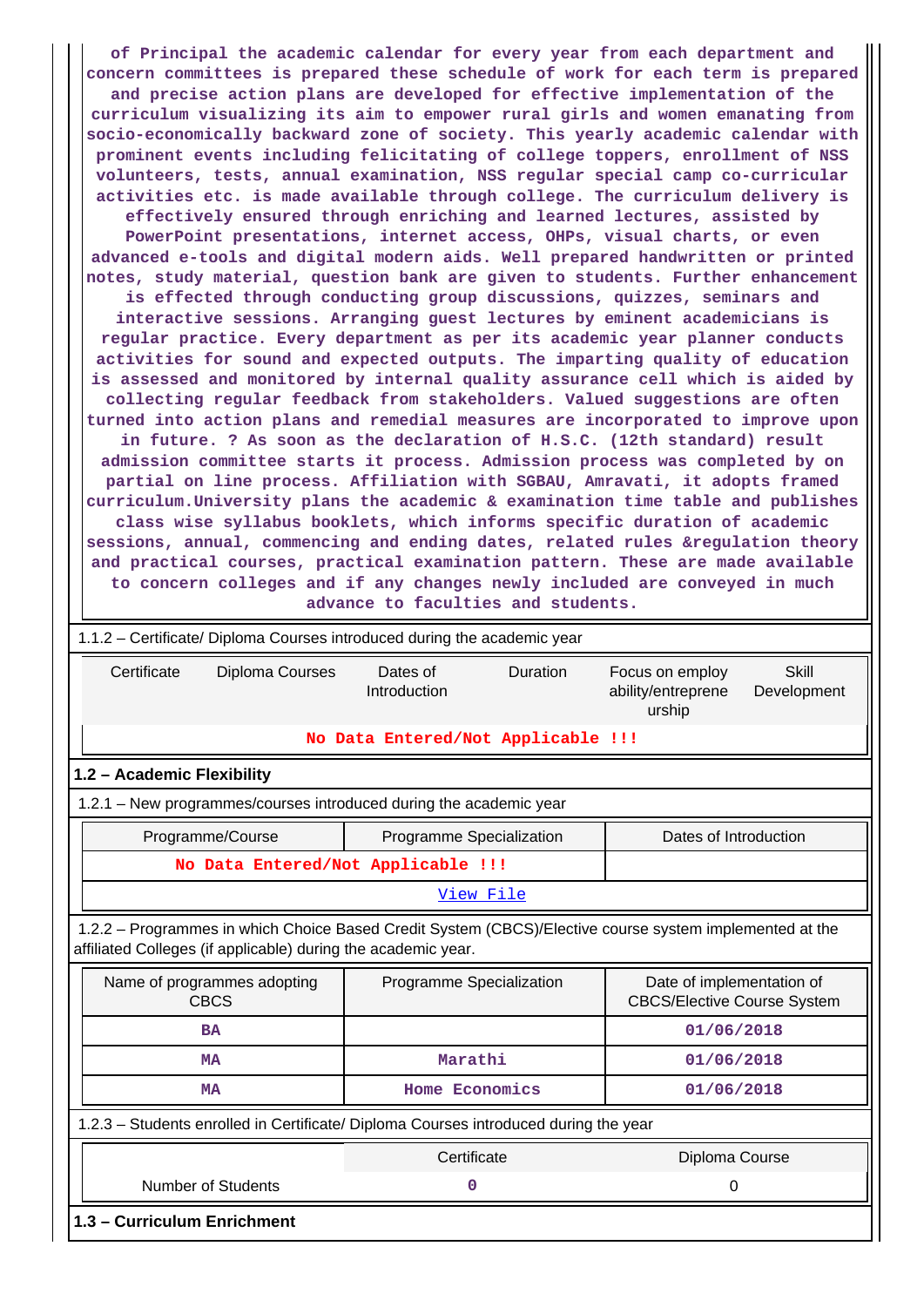of Principal the academic calendar for every year from each department and concern committees is prepared these schedule of work for each term is prepared and precise action plans are developed for effective implementation of the curriculum visualizing its aim to empower rural girls and women emanating from socio-economically backward zone of society. This yearly academic calendar with prominent events including felicitating of college toppers, enrollment of NSS volunteers, tests, annual examination, NSS regular special camp co-curricular activities etc. is made available through college. The curriculum delivery is effectively ensured through enriching and learned lectures, assisted by PowerPoint presentations, internet access, OHPs, visual charts, or even advanced e-tools and digital modern aids. Well prepared handwritten or printed notes, study material, question bank are given to students. Further enhancement is effected through conducting group discussions, quizzes, seminars and interactive sessions. Arranging guest lectures by eminent academicians is regular practice. Every department as per its academic year planner conducts activities for sound and expected outputs. The imparting quality of education is assessed and monitored by internal quality assurance cell which is aided by collecting regular feedback from stakeholders. Valued suggestions are often turned into action plans and remedial measures are incorporated to improve upon in future. ? As soon as the declaration of H.S.C. (12th standard) result admission committee starts it process. Admission process was completed by on partial on line process. Affiliation with SGBAU, Amravati, it adopts framed curriculum.University plans the academic & examination time table and publishes class wise syllabus booklets, which informs specific duration of academic sessions, annual, commencing and ending dates, related rules &regulation theory and practical courses, practical examination pattern. These are made available to concern colleges and if any changes newly included are conveyed in much advance to faculties and students.

1.1.2 – Certificate/ Diploma Courses introduced during the academic year

| Certificate | Diploma Courses | Dates of Introduction | Duration | Focus on employ ability/entreprene urship | Skill Development |
|---|---|---|---|---|---|
| No Data Entered/Not Applicable !!! | | | | | |

## 1.2 – Academic Flexibility

1.2.1 – New programmes/courses introduced during the academic year

| Programme/Course | Programme Specialization | Dates of Introduction |
|---|---|---|
| No Data Entered/Not Applicable !!! | | |
| View File | | |

1.2.2 – Programmes in which Choice Based Credit System (CBCS)/Elective course system implemented at the affiliated Colleges (if applicable) during the academic year.

| Name of programmes adopting CBCS | Programme Specialization | Date of implementation of CBCS/Elective Course System |
|---|---|---|
| BA | | 01/06/2018 |
| MA | Marathi | 01/06/2018 |
| MA | Home Economics | 01/06/2018 |

1.2.3 – Students enrolled in Certificate/ Diploma Courses introduced during the year

| | Certificate | Diploma Course |
|---|---|---|
| Number of Students | 0 | 0 |

## 1.3 – Curriculum Enrichment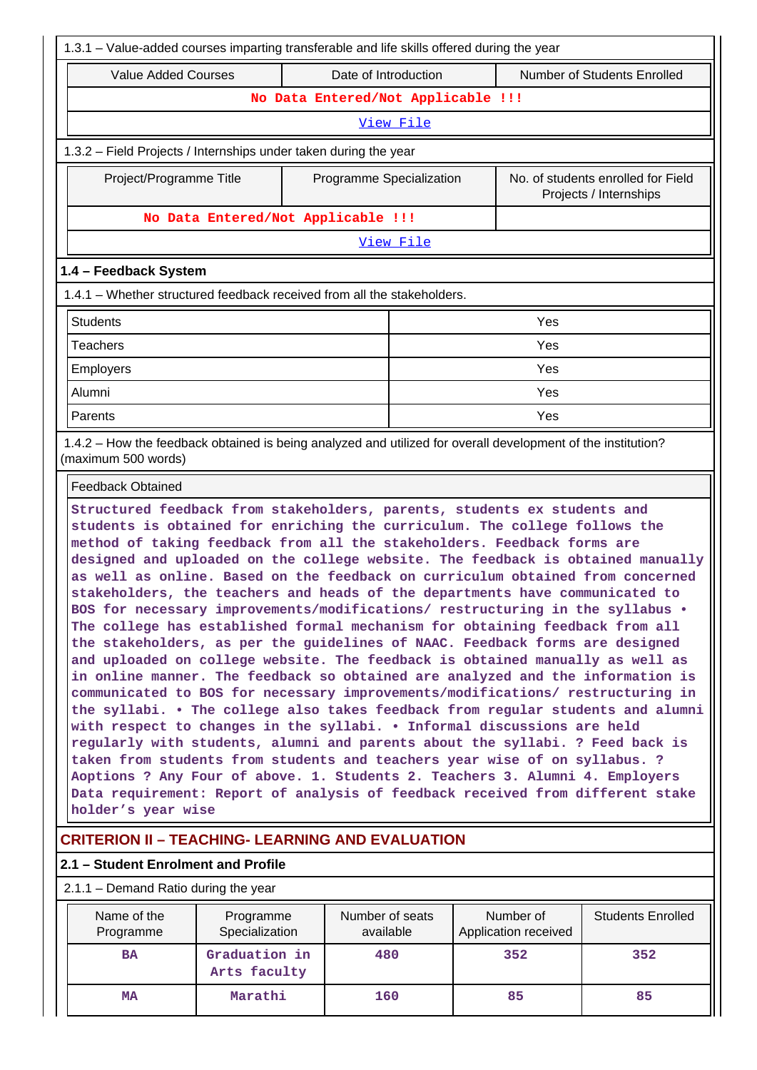1.3.1 – Value-added courses imparting transferable and life skills offered during the year

| Value Added Courses | Date of Introduction | Number of Students Enrolled |
|---|---|---|
| No Data Entered/Not Applicable !!! | | |
| View File | | |

1.3.2 – Field Projects / Internships under taken during the year

| Project/Programme Title | Programme Specialization | No. of students enrolled for Field Projects / Internships |
|---|---|---|
| No Data Entered/Not Applicable !!! | | |
| View File | | |

### 1.4 – Feedback System

1.4.1 – Whether structured feedback received from all the stakeholders.

| | |
|---|---|
| Students | Yes |
| Teachers | Yes |
| Employers | Yes |
| Alumni | Yes |
| Parents | Yes |

1.4.2 – How the feedback obtained is being analyzed and utilized for overall development of the institution? (maximum 500 words)

Feedback Obtained

Structured feedback from stakeholders, parents, students ex students and students is obtained for enriching the curriculum. The college follows the method of taking feedback from all the stakeholders. Feedback forms are designed and uploaded on the college website. The feedback is obtained manually as well as online. Based on the feedback on curriculum obtained from concerned stakeholders, the teachers and heads of the departments have communicated to BOS for necessary improvements/modifications/ restructuring in the syllabus • The college has established formal mechanism for obtaining feedback from all the stakeholders, as per the guidelines of NAAC. Feedback forms are designed and uploaded on college website. The feedback is obtained manually as well as in online manner. The feedback so obtained are analyzed and the information is communicated to BOS for necessary improvements/modifications/ restructuring in the syllabi. • The college also takes feedback from regular students and alumni with respect to changes in the syllabi. • Informal discussions are held regularly with students, alumni and parents about the syllabi. ? Feed back is taken from students from students and teachers year wise of on syllabus. ? Aoptions ? Any Four of above. 1. Students 2. Teachers 3. Alumni 4. Employers Data requirement: Report of analysis of feedback received from different stake holder's year wise

## CRITERION II – TEACHING- LEARNING AND EVALUATION

### 2.1 – Student Enrolment and Profile

2.1.1 – Demand Ratio during the year

| Name of the Programme | Programme Specialization | Number of seats available | Number of Application received | Students Enrolled |
|---|---|---|---|---|
| BA | Graduation in Arts faculty | 480 | 352 | 352 |
| MA | Marathi | 160 | 85 | 85 |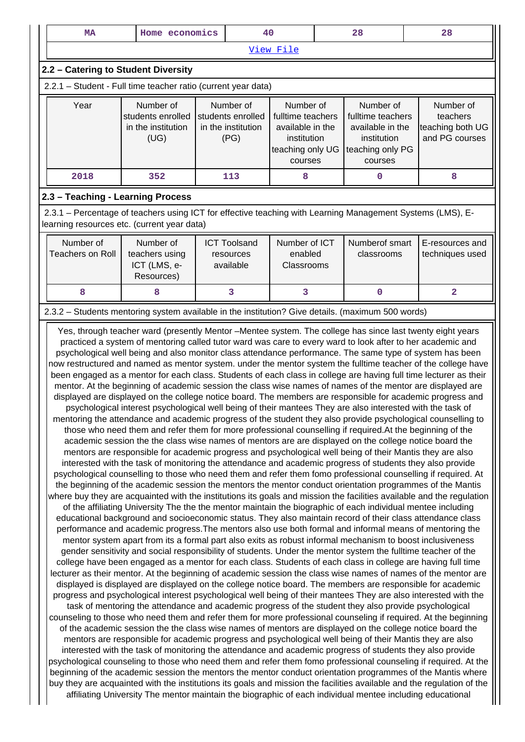| MA | Home economics | 40 | 28 | 28 |
|---|---|---|---|---|

View File

## 2.2 – Catering to Student Diversity

2.2.1 – Student - Full time teacher ratio (current year data)

| Year | Number of students enrolled in the institution (UG) | Number of students enrolled in the institution (PG) | Number of fulltime teachers available in the institution teaching only UG courses | Number of fulltime teachers available in the institution teaching only PG courses | Number of teachers teaching both UG and PG courses |
|---|---|---|---|---|---|
| 2018 | 352 | 113 | 8 | 0 | 8 |

## 2.3 – Teaching - Learning Process

2.3.1 – Percentage of teachers using ICT for effective teaching with Learning Management Systems (LMS), E-learning resources etc. (current year data)

| Number of Teachers on Roll | Number of teachers using ICT (LMS, e-Resources) | ICT Toolsand resources available | Number of ICT enabled Classrooms | Numberof smart classrooms | E-resources and techniques used |
|---|---|---|---|---|---|
| 8 | 8 | 3 | 3 | 0 | 2 |

2.3.2 – Students mentoring system available in the institution? Give details. (maximum 500 words)

Yes, through teacher ward (presently Mentor –Mentee system. The college has since last twenty eight years practiced a system of mentoring called tutor ward was care to every ward to look after to her academic and psychological well being and also monitor class attendance performance. The same type of system has been now restructured and named as mentor system. under the mentor system the fulltime teacher of the college have been engaged as a mentor for each class. Students of each class in college are having full time lecturer as their mentor. At the beginning of academic session the class wise names of names of the mentor are displayed are displayed are displayed on the college notice board. The members are responsible for academic progress and psychological interest psychological well being of their mantees They are also interested with the task of mentoring the attendance and academic progress of the student they also provide psychological counselling to those who need them and refer them for more professional counselling if required.At the beginning of the academic session the the class wise names of mentors are are displayed on the college notice board the mentors are responsible for academic progress and psychological well being of their Mantis they are also interested with the task of monitoring the attendance and academic progress of students they also provide psychological counselling to those who need them and refer them fomo professional counselling if required. At the beginning of the academic session the mentors the mentor conduct orientation programmes of the Mantis where buy they are acquainted with the institutions its goals and mission the facilities available and the regulation of the affiliating University The the the mentor maintain the biographic of each individual mentee including educational background and socioeconomic status. They also maintain record of their class attendance class performance and academic progress.The mentors also use both formal and informal means of mentoring the mentor system apart from its a formal part also exits as robust informal mechanism to boost inclusiveness gender sensitivity and social responsibility of students. Under the mentor system the fulltime teacher of the college have been engaged as a mentor for each class. Students of each class in college are having full time lecturer as their mentor. At the beginning of academic session the class wise names of names of the mentor are displayed is displayed are displayed on the college notice board. The members are responsible for academic progress and psychological interest psychological well being of their mantees They are also interested with the task of mentoring the attendance and academic progress of the student they also provide psychological counseling to those who need them and refer them for more professional counseling if required. At the beginning of the academic session the the class wise names of mentors are displayed on the college notice board the mentors are responsible for academic progress and psychological well being of their Mantis they are also interested with the task of monitoring the attendance and academic progress of students they also provide psychological counseling to those who need them and refer them fomo professional counseling if required. At the beginning of the academic session the mentors the mentor conduct orientation programmes of the Mantis where buy they are acquainted with the institutions its goals and mission the facilities available and the regulation of the affiliating University The mentor maintain the biographic of each individual mentee including educational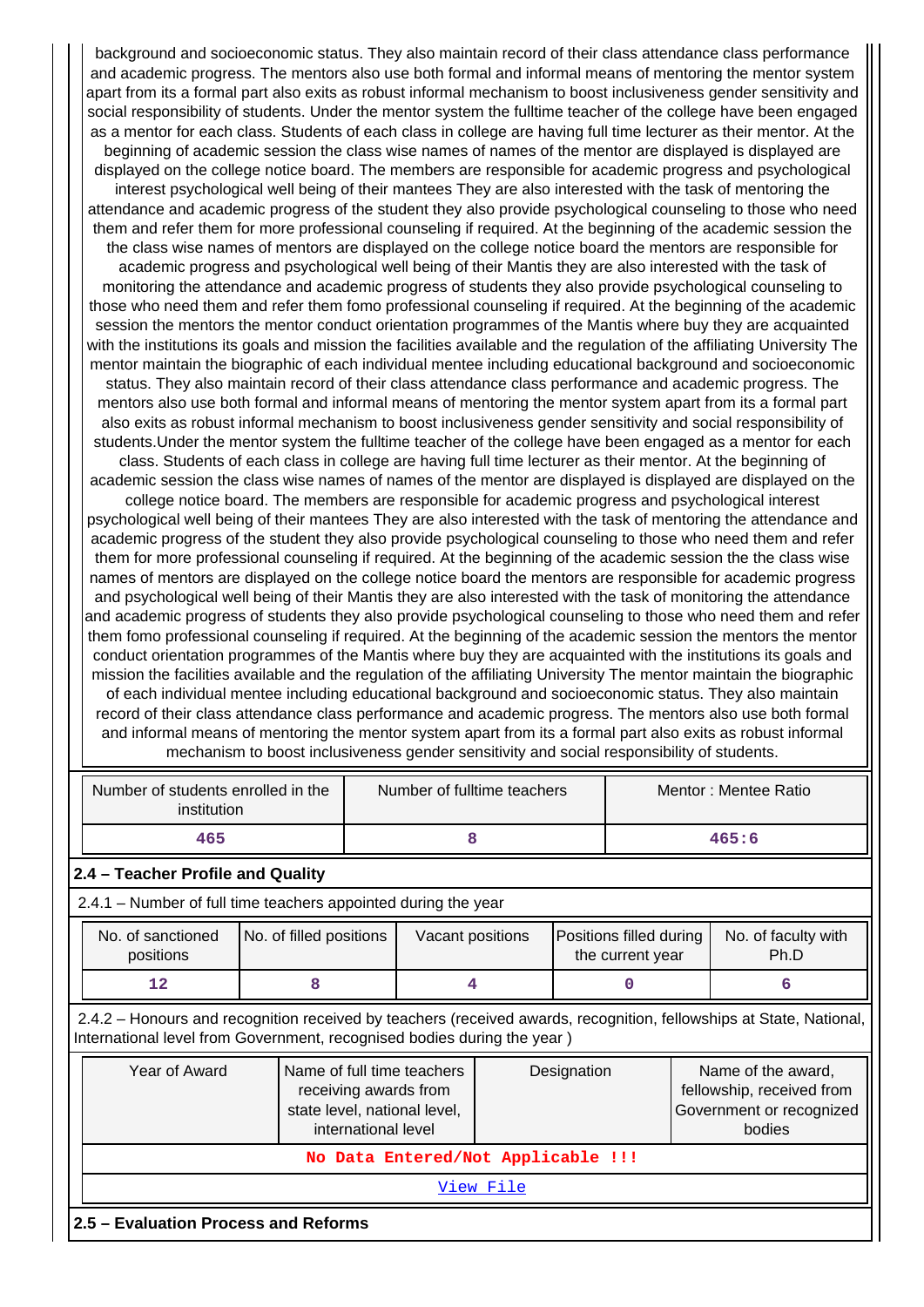background and socioeconomic status. They also maintain record of their class attendance class performance and academic progress. The mentors also use both formal and informal means of mentoring the mentor system apart from its a formal part also exits as robust informal mechanism to boost inclusiveness gender sensitivity and social responsibility of students. Under the mentor system the fulltime teacher of the college have been engaged as a mentor for each class. Students of each class in college are having full time lecturer as their mentor. At the beginning of academic session the class wise names of names of the mentor are displayed is displayed are displayed on the college notice board. The members are responsible for academic progress and psychological interest psychological well being of their mantees They are also interested with the task of mentoring the attendance and academic progress of the student they also provide psychological counseling to those who need them and refer them for more professional counseling if required. At the beginning of the academic session the the class wise names of mentors are displayed on the college notice board the mentors are responsible for academic progress and psychological well being of their Mantis they are also interested with the task of monitoring the attendance and academic progress of students they also provide psychological counseling to those who need them and refer them fomo professional counseling if required. At the beginning of the academic session the mentors the mentor conduct orientation programmes of the Mantis where buy they are acquainted with the institutions its goals and mission the facilities available and the regulation of the affiliating University The mentor maintain the biographic of each individual mentee including educational background and socioeconomic status. They also maintain record of their class attendance class performance and academic progress. The mentors also use both formal and informal means of mentoring the mentor system apart from its a formal part also exits as robust informal mechanism to boost inclusiveness gender sensitivity and social responsibility of students.Under the mentor system the fulltime teacher of the college have been engaged as a mentor for each class. Students of each class in college are having full time lecturer as their mentor. At the beginning of academic session the class wise names of names of the mentor are displayed is displayed are displayed on the college notice board. The members are responsible for academic progress and psychological interest psychological well being of their mantees They are also interested with the task of mentoring the attendance and academic progress of the student they also provide psychological counseling to those who need them and refer them for more professional counseling if required. At the beginning of the academic session the the class wise names of mentors are displayed on the college notice board the mentors are responsible for academic progress and psychological well being of their Mantis they are also interested with the task of monitoring the attendance and academic progress of students they also provide psychological counseling to those who need them and refer them fomo professional counseling if required. At the beginning of the academic session the mentors the mentor conduct orientation programmes of the Mantis where buy they are acquainted with the institutions its goals and mission the facilities available and the regulation of the affiliating University The mentor maintain the biographic of each individual mentee including educational background and socioeconomic status. They also maintain record of their class attendance class performance and academic progress. The mentors also use both formal and informal means of mentoring the mentor system apart from its a formal part also exits as robust informal mechanism to boost inclusiveness gender sensitivity and social responsibility of students.

| Number of students enrolled in the institution | Number of fulltime teachers | Mentor : Mentee Ratio |
|---|---|---|
| 465 | 8 | 465:6 |

## 2.4 – Teacher Profile and Quality

2.4.1 – Number of full time teachers appointed during the year

| No. of sanctioned positions | No. of filled positions | Vacant positions | Positions filled during the current year | No. of faculty with Ph.D |
|---|---|---|---|---|
| 12 | 8 | 4 | 0 | 6 |

2.4.2 – Honours and recognition received by teachers (received awards, recognition, fellowships at State, National, International level from Government, recognised bodies during the year )

| Year of Award | Name of full time teachers receiving awards from state level, national level, international level | Designation | Name of the award, fellowship, received from Government or recognized bodies |
|---|---|---|---|
| No Data Entered/Not Applicable !!! | | | |
| View File | | | |

## 2.5 – Evaluation Process and Reforms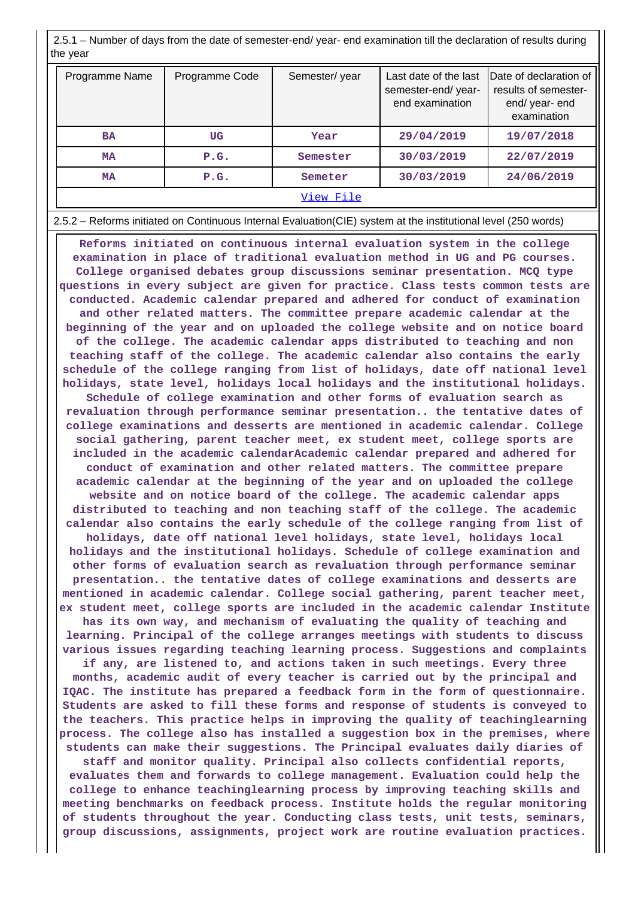2.5.1 – Number of days from the date of semester-end/ year- end examination till the declaration of results during the year

| Programme Name | Programme Code | Semester/ year | Last date of the last semester-end/ year-end examination | Date of declaration of results of semester-end/ year- end examination |
|---|---|---|---|---|
| BA | UG | Year | 29/04/2019 | 19/07/2018 |
| MA | P.G. | Semester | 30/03/2019 | 22/07/2019 |
| MA | P.G. | Semeter | 30/03/2019 | 24/06/2019 |

[View File]

2.5.2 – Reforms initiated on Continuous Internal Evaluation(CIE) system at the institutional level (250 words)

Reforms initiated on continuous internal evaluation system in the college examination in place of traditional evaluation method in UG and PG courses. College organised debates group discussions seminar presentation. MCQ type questions in every subject are given for practice. Class tests common tests are conducted. Academic calendar prepared and adhered for conduct of examination and other related matters. The committee prepare academic calendar at the beginning of the year and on uploaded the college website and on notice board of the college. The academic calendar apps distributed to teaching and non teaching staff of the college. The academic calendar also contains the early schedule of the college ranging from list of holidays, date off national level holidays, state level, holidays local holidays and the institutional holidays. Schedule of college examination and other forms of evaluation search as revaluation through performance seminar presentation.. the tentative dates of college examinations and desserts are mentioned in academic calendar. College social gathering, parent teacher meet, ex student meet, college sports are included in the academic calendarAcademic calendar prepared and adhered for conduct of examination and other related matters. The committee prepare academic calendar at the beginning of the year and on uploaded the college website and on notice board of the college. The academic calendar apps distributed to teaching and non teaching staff of the college. The academic calendar also contains the early schedule of the college ranging from list of holidays, date off national level holidays, state level, holidays local holidays and the institutional holidays. Schedule of college examination and other forms of evaluation search as revaluation through performance seminar presentation.. the tentative dates of college examinations and desserts are mentioned in academic calendar. College social gathering, parent teacher meet, ex student meet, college sports are included in the academic calendar Institute has its own way, and mechanism of evaluating the quality of teaching and learning. Principal of the college arranges meetings with students to discuss various issues regarding teaching learning process. Suggestions and complaints if any, are listened to, and actions taken in such meetings. Every three months, academic audit of every teacher is carried out by the principal and IQAC. The institute has prepared a feedback form in the form of questionnaire. Students are asked to fill these forms and response of students is conveyed to the teachers. This practice helps in improving the quality of teachinglearning process. The college also has installed a suggestion box in the premises, where students can make their suggestions. The Principal evaluates daily diaries of staff and monitor quality. Principal also collects confidential reports, evaluates them and forwards to college management. Evaluation could help the college to enhance teachinglearning process by improving teaching skills and meeting benchmarks on feedback process. Institute holds the regular monitoring of students throughout the year. Conducting class tests, unit tests, seminars, group discussions, assignments, project work are routine evaluation practices.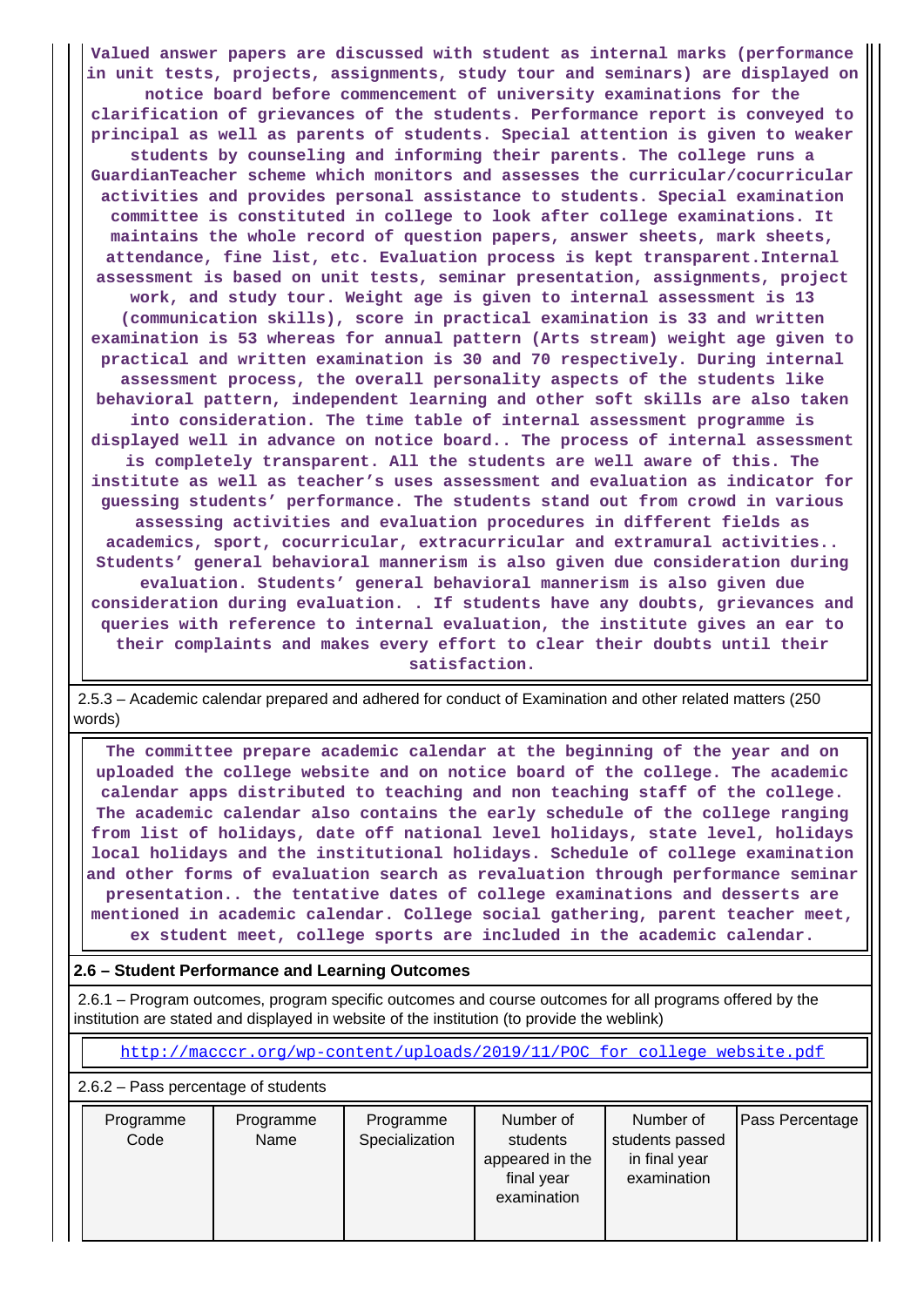Valued answer papers are discussed with student as internal marks (performance in unit tests, projects, assignments, study tour and seminars) are displayed on notice board before commencement of university examinations for the clarification of grievances of the students. Performance report is conveyed to principal as well as parents of students. Special attention is given to weaker students by counseling and informing their parents. The college runs a GuardianTeacher scheme which monitors and assesses the curricular/cocurricular activities and provides personal assistance to students. Special examination committee is constituted in college to look after college examinations. It maintains the whole record of question papers, answer sheets, mark sheets, attendance, fine list, etc. Evaluation process is kept transparent.Internal assessment is based on unit tests, seminar presentation, assignments, project work, and study tour. Weight age is given to internal assessment is 13 (communication skills), score in practical examination is 33 and written examination is 53 whereas for annual pattern (Arts stream) weight age given to practical and written examination is 30 and 70 respectively. During internal assessment process, the overall personality aspects of the students like behavioral pattern, independent learning and other soft skills are also taken into consideration. The time table of internal assessment programme is displayed well in advance on notice board.. The process of internal assessment is completely transparent. All the students are well aware of this. The institute as well as teacher's uses assessment and evaluation as indicator for guessing students' performance. The students stand out from crowd in various assessing activities and evaluation procedures in different fields as academics, sport, cocurricular, extracurricular and extramural activities.. Students' general behavioral mannerism is also given due consideration during evaluation. Students' general behavioral mannerism is also given due consideration during evaluation. . If students have any doubts, grievances and queries with reference to internal evaluation, the institute gives an ear to their complaints and makes every effort to clear their doubts until their satisfaction.

2.5.3 – Academic calendar prepared and adhered for conduct of Examination and other related matters (250 words)

The committee prepare academic calendar at the beginning of the year and on uploaded the college website and on notice board of the college. The academic calendar apps distributed to teaching and non teaching staff of the college. The academic calendar also contains the early schedule of the college ranging from list of holidays, date off national level holidays, state level, holidays local holidays and the institutional holidays. Schedule of college examination and other forms of evaluation search as revaluation through performance seminar presentation.. the tentative dates of college examinations and desserts are mentioned in academic calendar. College social gathering, parent teacher meet, ex student meet, college sports are included in the academic calendar.

## 2.6 – Student Performance and Learning Outcomes

2.6.1 – Program outcomes, program specific outcomes and course outcomes for all programs offered by the institution are stated and displayed in website of the institution (to provide the weblink)

http://macccr.org/wp-content/uploads/2019/11/POC_for_college_website.pdf

2.6.2 – Pass percentage of students

| Programme Code | Programme Name | Programme Specialization | Number of students appeared in the final year examination | Number of students passed in final year examination | Pass Percentage |
|---|---|---|---|---|---|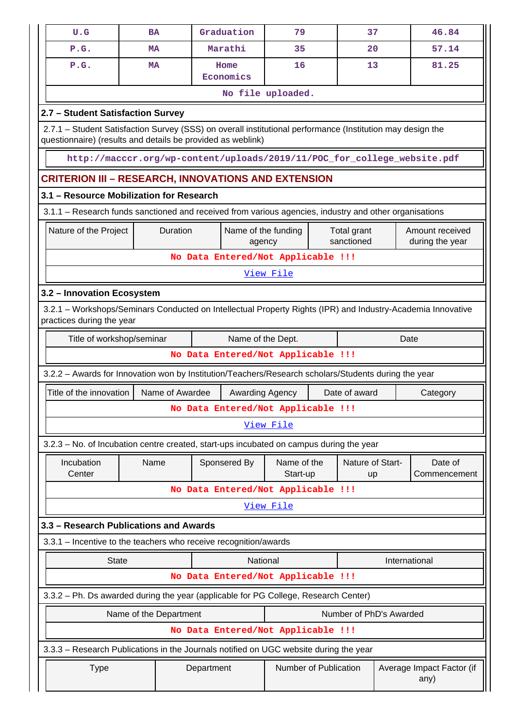| U.G | BA | Graduation | 79 | 37 | 46.84 |
|---|---|---|---|---|---|
| P.G. | MA | Marathi | 35 | 20 | 57.14 |
| P.G. | MA | Home Economics | 16 | 13 | 81.25 |
| No file uploaded. | | | | | |

**2.7 – Student Satisfaction Survey**

2.7.1 – Student Satisfaction Survey (SSS) on overall institutional performance (Institution may design the questionnaire) (results and details be provided as weblink)

http://macccr.org/wp-content/uploads/2019/11/POC_for_college_website.pdf

## CRITERION III – RESEARCH, INNOVATIONS AND EXTENSION

**3.1 – Resource Mobilization for Research**

3.1.1 – Research funds sanctioned and received from various agencies, industry and other organisations

| Nature of the Project | Duration | Name of the funding agency | Total grant sanctioned | Amount received during the year |
|---|---|---|---|---|
| No Data Entered/Not Applicable !!! | | | | |
| View File | | | | |

**3.2 – Innovation Ecosystem**

3.2.1 – Workshops/Seminars Conducted on Intellectual Property Rights (IPR) and Industry-Academia Innovative practices during the year

| Title of workshop/seminar | Name of the Dept. | Date |
|---|---|---|
| No Data Entered/Not Applicable !!! | | |

3.2.2 – Awards for Innovation won by Institution/Teachers/Research scholars/Students during the year

| Title of the innovation | Name of Awardee | Awarding Agency | Date of award | Category |
|---|---|---|---|---|
| No Data Entered/Not Applicable !!! | | | | |
| View File | | | | |

3.2.3 – No. of Incubation centre created, start-ups incubated on campus during the year

| Incubation Center | Name | Sponsered By | Name of the Start-up | Nature of Start-up | Date of Commencement |
|---|---|---|---|---|---|
| No Data Entered/Not Applicable !!! | | | | | |
| View File | | | | | |

**3.3 – Research Publications and Awards**

3.3.1 – Incentive to the teachers who receive recognition/awards

| State | National | International |
|---|---|---|
| No Data Entered/Not Applicable !!! | | |

3.3.2 – Ph. Ds awarded during the year (applicable for PG College, Research Center)

| Name of the Department | Number of PhD's Awarded |
|---|---|
| No Data Entered/Not Applicable !!! | |

3.3.3 – Research Publications in the Journals notified on UGC website during the year

| Type | Department | Number of Publication | Average Impact Factor (if any) |
|---|---|---|---|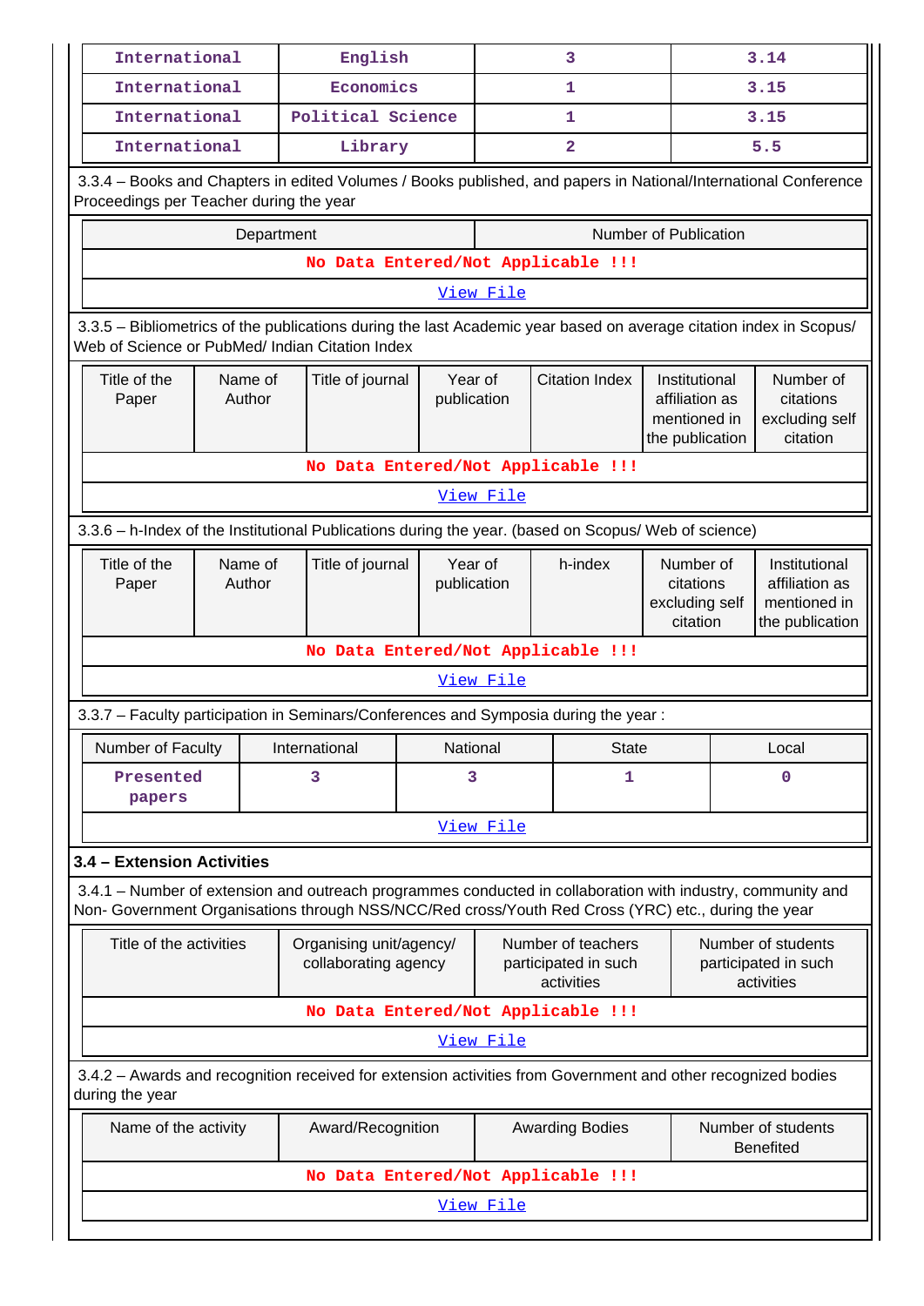| International | English | 3 | 3.14 |
|---|---|---|---|
| International | Economics | 1 | 3.15 |
| International | Political Science | 1 | 3.15 |
| International | Library | 2 | 5.5 |

3.3.4 – Books and Chapters in edited Volumes / Books published, and papers in National/International Conference Proceedings per Teacher during the year

| Department | Number of Publication |
|---|---|
| No Data Entered/Not Applicable !!! | |
| View File | |

3.3.5 – Bibliometrics of the publications during the last Academic year based on average citation index in Scopus/ Web of Science or PubMed/ Indian Citation Index

| Title of the Paper | Name of Author | Title of journal | Year of publication | Citation Index | Institutional affiliation as mentioned in the publication | Number of citations excluding self citation |
|---|---|---|---|---|---|---|
| No Data Entered/Not Applicable !!! | | | | | | |
| View File | | | | | | |

3.3.6 – h-Index of the Institutional Publications during the year. (based on Scopus/ Web of science)

| Title of the Paper | Name of Author | Title of journal | Year of publication | h-index | Number of citations excluding self citation | Institutional affiliation as mentioned in the publication |
|---|---|---|---|---|---|---|
| No Data Entered/Not Applicable !!! | | | | | | |
| View File | | | | | | |

3.3.7 – Faculty participation in Seminars/Conferences and Symposia during the year :

| Number of Faculty | International | National | State | Local |
|---|---|---|---|---|
| Presented papers | 3 | 3 | 1 | 0 |
| View File | | | | |

**3.4 – Extension Activities**

3.4.1 – Number of extension and outreach programmes conducted in collaboration with industry, community and Non- Government Organisations through NSS/NCC/Red cross/Youth Red Cross (YRC) etc., during the year

| Title of the activities | Organising unit/agency/ collaborating agency | Number of teachers participated in such activities | Number of students participated in such activities |
|---|---|---|---|
| No Data Entered/Not Applicable !!! | | | |
| View File | | | |

3.4.2 – Awards and recognition received for extension activities from Government and other recognized bodies during the year

| Name of the activity | Award/Recognition | Awarding Bodies | Number of students Benefited |
|---|---|---|---|
| No Data Entered/Not Applicable !!! | | | |
| View File | | | |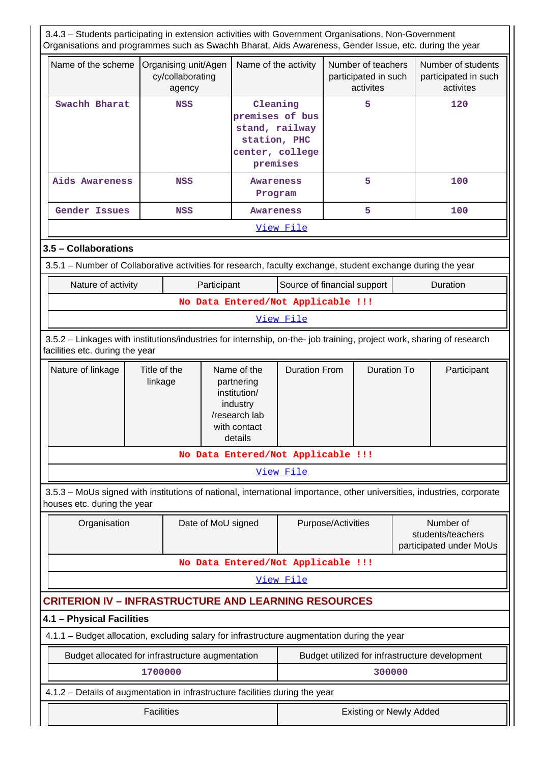3.4.3 – Students participating in extension activities with Government Organisations, Non-Government Organisations and programmes such as Swachh Bharat, Aids Awareness, Gender Issue, etc. during the year

| Name of the scheme | Organising unit/Agency/collaborating agency | Name of the activity | Number of teachers participated in such activites | Number of students participated in such activites |
|---|---|---|---|---|
| Swachh Bharat | NSS | Cleaning premises of bus stand, railway station, PHC center, college premises | 5 | 120 |
| Aids Awareness | NSS | Awareness Program | 5 | 100 |
| Gender Issues | NSS | Awareness | 5 | 100 |

View File

### 3.5 – Collaborations

3.5.1 – Number of Collaborative activities for research, faculty exchange, student exchange during the year

| Nature of activity | Participant | Source of financial support | Duration |
|---|---|---|---|
| No Data Entered/Not Applicable !!! | | | |

View File

3.5.2 – Linkages with institutions/industries for internship, on-the- job training, project work, sharing of research facilities etc. during the year

| Nature of linkage | Title of the linkage | Name of the partnering institution/ industry /research lab with contact details | Duration From | Duration To | Participant |
|---|---|---|---|---|---|
| No Data Entered/Not Applicable !!! | | | | | |

View File

3.5.3 – MoUs signed with institutions of national, international importance, other universities, industries, corporate houses etc. during the year

| Organisation | Date of MoU signed | Purpose/Activities | Number of students/teachers participated under MoUs |
|---|---|---|---|
| No Data Entered/Not Applicable !!! | | | |

View File

## CRITERION IV – INFRASTRUCTURE AND LEARNING RESOURCES

### 4.1 – Physical Facilities

4.1.1 – Budget allocation, excluding salary for infrastructure augmentation during the year

| Budget allocated for infrastructure augmentation | Budget utilized for infrastructure development |
|---|---|
| 1700000 | 300000 |

4.1.2 – Details of augmentation in infrastructure facilities during the year

| Facilities | Existing or Newly Added |
|---|---|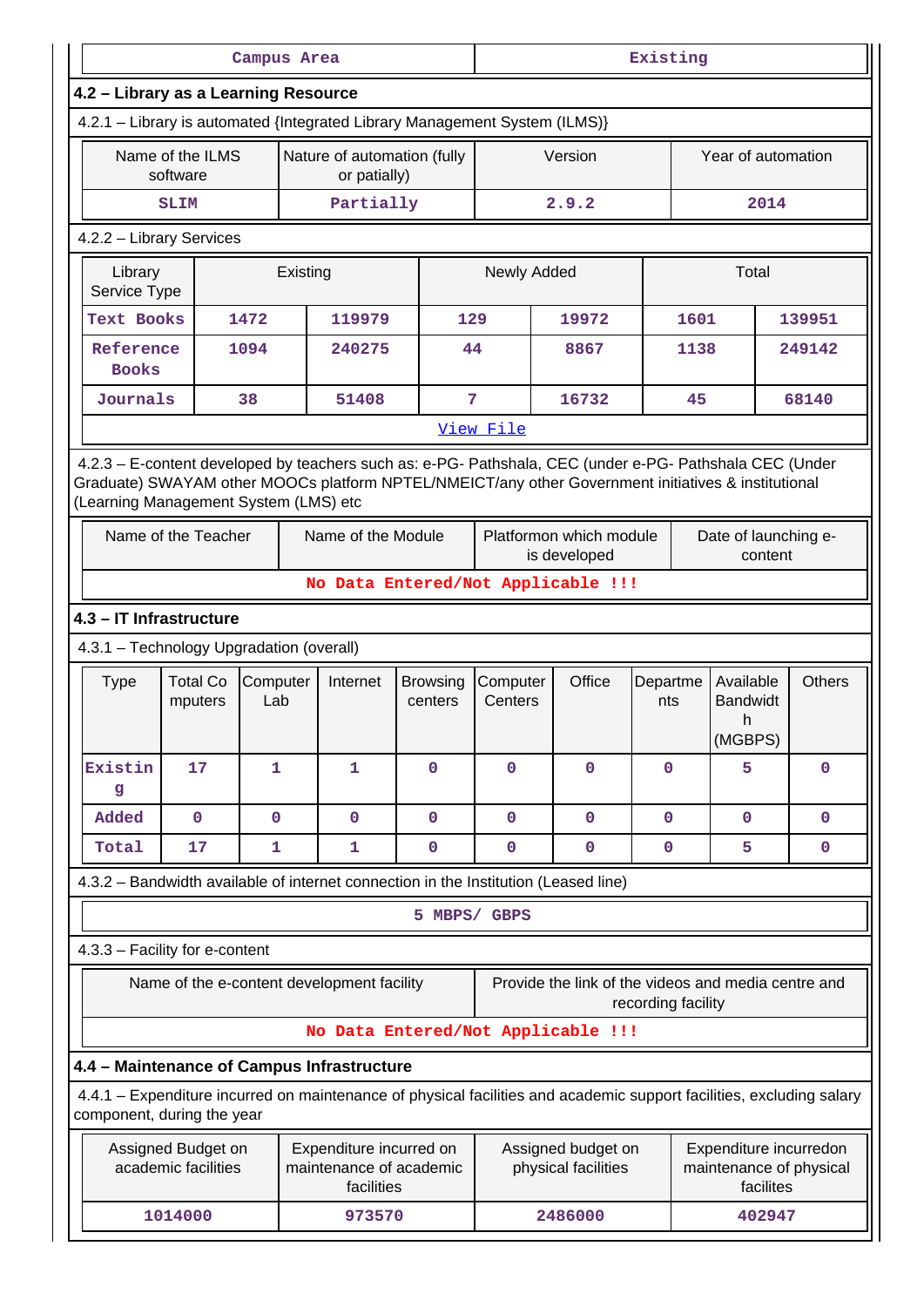| Campus Area | Existing |
|---|---|

## 4.2 – Library as a Learning Resource

4.2.1 – Library is automated {Integrated Library Management System (ILMS)}

| Name of the ILMS software | Nature of automation (fully or patially) | Version | Year of automation |
|---|---|---|---|
| SLIM | Partially | 2.9.2 | 2014 |

4.2.2 – Library Services

| Library Service Type | Existing | | Newly Added | | Total | |
|---|---|---|---|---|---|---|
| Text Books | 1472 | 119979 | 129 | 19972 | 1601 | 139951 |
| Reference Books | 1094 | 240275 | 44 | 8867 | 1138 | 249142 |
| Journals | 38 | 51408 | 7 | 16732 | 45 | 68140 |

View File

4.2.3 – E-content developed by teachers such as: e-PG- Pathshala, CEC (under e-PG- Pathshala CEC (Under Graduate) SWAYAM other MOOCs platform NPTEL/NMEICT/any other Government initiatives & institutional (Learning Management System (LMS) etc

| Name of the Teacher | Name of the Module | Platformon which module is developed | Date of launching e-content |
|---|---|---|---|
| No Data Entered/Not Applicable !!! | | | |

## 4.3 – IT Infrastructure

4.3.1 – Technology Upgradation (overall)

| Type | Total Computers | Computer Lab | Internet | Browsing centers | Computer Centers | Office | Departments | Available Bandwidth (MGBPS) | Others |
|---|---|---|---|---|---|---|---|---|---|
| Existing | 17 | 1 | 1 | 0 | 0 | 0 | 0 | 5 | 0 |
| Added | 0 | 0 | 0 | 0 | 0 | 0 | 0 | 0 | 0 |
| Total | 17 | 1 | 1 | 0 | 0 | 0 | 0 | 5 | 0 |

4.3.2 – Bandwidth available of internet connection in the Institution (Leased line)

5 MBPS/ GBPS

4.3.3 – Facility for e-content

| Name of the e-content development facility | Provide the link of the videos and media centre and recording facility |
|---|---|
| No Data Entered/Not Applicable !!! | |

## 4.4 – Maintenance of Campus Infrastructure

4.4.1 – Expenditure incurred on maintenance of physical facilities and academic support facilities, excluding salary component, during the year

| Assigned Budget on academic facilities | Expenditure incurred on maintenance of academic facilities | Assigned budget on physical facilities | Expenditure incurredon maintenance of physical facilites |
|---|---|---|---|
| 1014000 | 973570 | 2486000 | 402947 |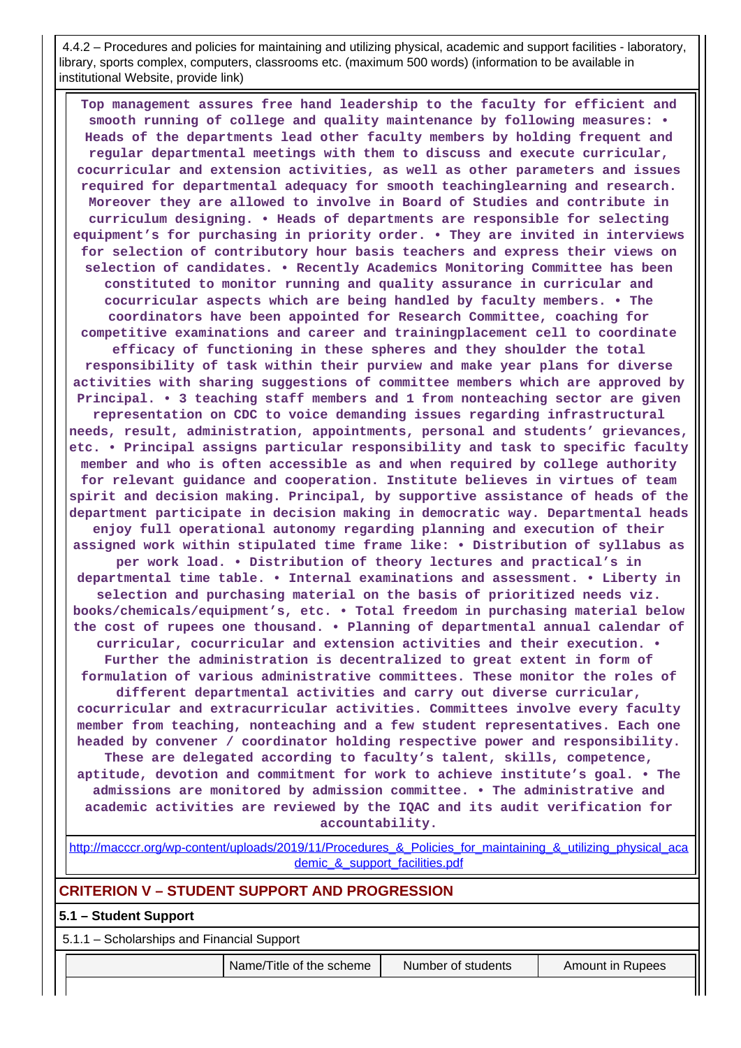4.4.2 – Procedures and policies for maintaining and utilizing physical, academic and support facilities - laboratory, library, sports complex, computers, classrooms etc. (maximum 500 words) (information to be available in institutional Website, provide link)

**Top management assures free hand leadership to the faculty for efficient and smooth running of college and quality maintenance by following measures: • Heads of the departments lead other faculty members by holding frequent and regular departmental meetings with them to discuss and execute curricular, cocurricular and extension activities, as well as other parameters and issues required for departmental adequacy for smooth teachinglearning and research. Moreover they are allowed to involve in Board of Studies and contribute in curriculum designing. • Heads of departments are responsible for selecting equipment's for purchasing in priority order. • They are invited in interviews for selection of contributory hour basis teachers and express their views on selection of candidates. • Recently Academics Monitoring Committee has been constituted to monitor running and quality assurance in curricular and cocurricular aspects which are being handled by faculty members. • The coordinators have been appointed for Research Committee, coaching for competitive examinations and career and trainingplacement cell to coordinate efficacy of functioning in these spheres and they shoulder the total responsibility of task within their purview and make year plans for diverse activities with sharing suggestions of committee members which are approved by Principal. • 3 teaching staff members and 1 from nonteaching sector are given representation on CDC to voice demanding issues regarding infrastructural needs, result, administration, appointments, personal and students' grievances, etc. • Principal assigns particular responsibility and task to specific faculty member and who is often accessible as and when required by college authority for relevant guidance and cooperation. Institute believes in virtues of team spirit and decision making. Principal, by supportive assistance of heads of the department participate in decision making in democratic way. Departmental heads enjoy full operational autonomy regarding planning and execution of their assigned work within stipulated time frame like: • Distribution of syllabus as per work load. • Distribution of theory lectures and practical's in departmental time table. • Internal examinations and assessment. • Liberty in selection and purchasing material on the basis of prioritized needs viz. books/chemicals/equipment's, etc. • Total freedom in purchasing material below the cost of rupees one thousand. • Planning of departmental annual calendar of curricular, cocurricular and extension activities and their execution. • Further the administration is decentralized to great extent in form of formulation of various administrative committees. These monitor the roles of different departmental activities and carry out diverse curricular, cocurricular and extracurricular activities. Committees involve every faculty member from teaching, nonteaching and a few student representatives. Each one headed by convener / coordinator holding respective power and responsibility. These are delegated according to faculty's talent, skills, competence, aptitude, devotion and commitment for work to achieve institute's goal. • The admissions are monitored by admission committee. • The administrative and academic activities are reviewed by the IQAC and its audit verification for accountability.**

http://macccr.org/wp-content/uploads/2019/11/Procedures_&_Policies_for_maintaining_&_utilizing_physical_academic_&_support_facilities.pdf

## CRITERION V – STUDENT SUPPORT AND PROGRESSION

### 5.1 – Student Support

5.1.1 – Scholarships and Financial Support

| | Name/Title of the scheme | Number of students | Amount in Rupees |
|---|---|---|---|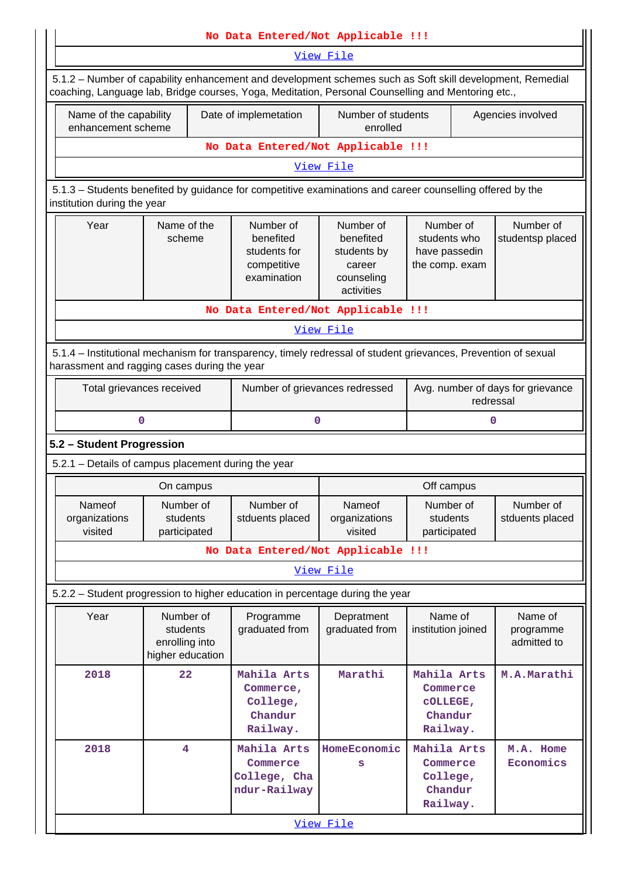No Data Entered/Not Applicable !!!

View File

5.1.2 – Number of capability enhancement and development schemes such as Soft skill development, Remedial coaching, Language lab, Bridge courses, Yoga, Meditation, Personal Counselling and Mentoring etc.,

| Name of the capability enhancement scheme | Date of implemetation | Number of students enrolled | Agencies involved |
|---|---|---|---|
| No Data Entered/Not Applicable !!! | | | |

View File

5.1.3 – Students benefited by guidance for competitive examinations and career counselling offered by the institution during the year

| Year | Name of the scheme | Number of benefited students for competitive examination | Number of benefited students by career counseling activities | Number of students who have passedin the comp. exam | Number of studentsp placed |
|---|---|---|---|---|---|
| No Data Entered/Not Applicable !!! | | | | | |

View File

5.1.4 – Institutional mechanism for transparency, timely redressal of student grievances, Prevention of sexual harassment and ragging cases during the year

| Total grievances received | Number of grievances redressed | Avg. number of days for grievance redressal |
|---|---|---|
| 0 | 0 | 0 |

## 5.2 – Student Progression

5.2.1 – Details of campus placement during the year

| On campus | | | Off campus | | |
|---|---|---|---|---|---|
| Nameof organizations visited | Number of students participated | Number of stduents placed | Nameof organizations visited | Number of students participated | Number of stduents placed |
| No Data Entered/Not Applicable !!! | | | | | |

View File

5.2.2 – Student progression to higher education in percentage during the year

| Year | Number of students enrolling into higher education | Programme graduated from | Depratment graduated from | Name of institution joined | Name of programme admitted to |
|---|---|---|---|---|---|
| 2018 | 22 | Mahila Arts Commerce, College, Chandur Railway. | Marathi | Mahila Arts Commerce cOLLEGE, Chandur Railway. | M.A.Marathi |
| 2018 | 4 | Mahila Arts Commerce College, Chandur-Railway | HomeEconomics | Mahila Arts Commerce College, Chandur Railway. | M.A. Home Economics |

View File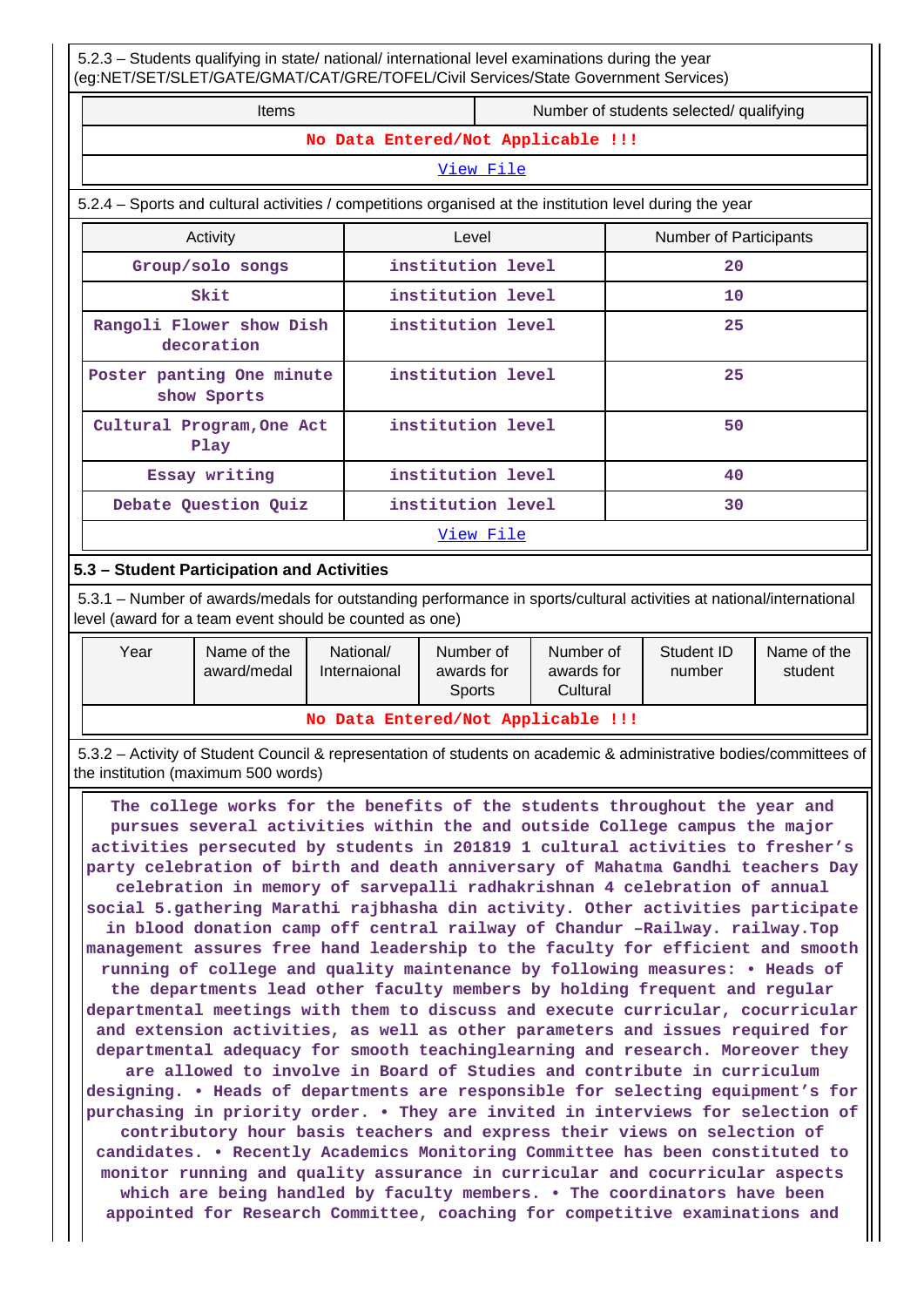5.2.3 – Students qualifying in state/ national/ international level examinations during the year (eg:NET/SET/SLET/GATE/GMAT/CAT/GRE/TOFEL/Civil Services/State Government Services)

| Items | Number of students selected/ qualifying |
|---|---|
| No Data Entered/Not Applicable !!! | |
| View File | |

5.2.4 – Sports and cultural activities / competitions organised at the institution level during the year

| Activity | Level | Number of Participants |
|---|---|---|
| Group/solo songs | institution level | 20 |
| Skit | institution level | 10 |
| Rangoli Flower show Dish decoration | institution level | 25 |
| Poster panting One minute show Sports | institution level | 25 |
| Cultural Program,One Act Play | institution level | 50 |
| Essay writing | institution level | 40 |
| Debate Question Quiz | institution level | 30 |
| View File | | |

### 5.3 – Student Participation and Activities

5.3.1 – Number of awards/medals for outstanding performance in sports/cultural activities at national/international level (award for a team event should be counted as one)

| Year | Name of the award/medal | National/ Internaional | Number of awards for Sports | Number of awards for Cultural | Student ID number | Name of the student |
|---|---|---|---|---|---|---|
| No Data Entered/Not Applicable !!! | | | | | | |

5.3.2 – Activity of Student Council & representation of students on academic & administrative bodies/committees of the institution (maximum 500 words)

The college works for the benefits of the students throughout the year and pursues several activities within the and outside College campus the major activities persecuted by students in 201819 1 cultural activities to fresher's party celebration of birth and death anniversary of Mahatma Gandhi teachers Day celebration in memory of sarvepalli radhakrishnan 4 celebration of annual social 5.gathering Marathi rajbhasha din activity. Other activities participate in blood donation camp off central railway of Chandur –Railway. railway.Top management assures free hand leadership to the faculty for efficient and smooth running of college and quality maintenance by following measures: • Heads of the departments lead other faculty members by holding frequent and regular departmental meetings with them to discuss and execute curricular, cocurricular and extension activities, as well as other parameters and issues required for departmental adequacy for smooth teachinglearning and research. Moreover they are allowed to involve in Board of Studies and contribute in curriculum designing. • Heads of departments are responsible for selecting equipment's for purchasing in priority order. • They are invited in interviews for selection of contributory hour basis teachers and express their views on selection of candidates. • Recently Academics Monitoring Committee has been constituted to monitor running and quality assurance in curricular and cocurricular aspects which are being handled by faculty members. • The coordinators have been appointed for Research Committee, coaching for competitive examinations and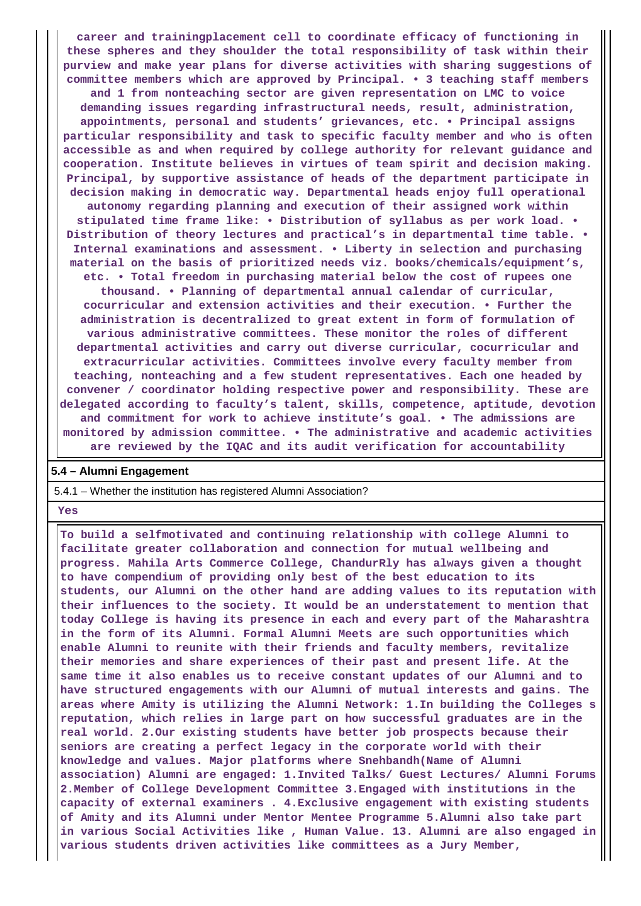career and trainingplacement cell to coordinate efficacy of functioning in these spheres and they shoulder the total responsibility of task within their purview and make year plans for diverse activities with sharing suggestions of committee members which are approved by Principal. • 3 teaching staff members and 1 from nonteaching sector are given representation on LMC to voice demanding issues regarding infrastructural needs, result, administration, appointments, personal and students' grievances, etc. • Principal assigns particular responsibility and task to specific faculty member and who is often accessible as and when required by college authority for relevant guidance and cooperation. Institute believes in virtues of team spirit and decision making. Principal, by supportive assistance of heads of the department participate in decision making in democratic way. Departmental heads enjoy full operational autonomy regarding planning and execution of their assigned work within stipulated time frame like: • Distribution of syllabus as per work load. • Distribution of theory lectures and practical's in departmental time table. • Internal examinations and assessment. • Liberty in selection and purchasing material on the basis of prioritized needs viz. books/chemicals/equipment's, etc. • Total freedom in purchasing material below the cost of rupees one thousand. • Planning of departmental annual calendar of curricular, cocurricular and extension activities and their execution. • Further the administration is decentralized to great extent in form of formulation of various administrative committees. These monitor the roles of different departmental activities and carry out diverse curricular, cocurricular and extracurricular activities. Committees involve every faculty member from teaching, nonteaching and a few student representatives. Each one headed by convener / coordinator holding respective power and responsibility. These are delegated according to faculty's talent, skills, competence, aptitude, devotion and commitment for work to achieve institute's goal. • The admissions are monitored by admission committee. • The administrative and academic activities are reviewed by the IQAC and its audit verification for accountability

**5.4 – Alumni Engagement**

5.4.1 – Whether the institution has registered Alumni Association?

Yes

To build a selfmotivated and continuing relationship with college Alumni to facilitate greater collaboration and connection for mutual wellbeing and progress. Mahila Arts Commerce College, ChandurRly has always given a thought to have compendium of providing only best of the best education to its students, our Alumni on the other hand are adding values to its reputation with their influences to the society. It would be an understatement to mention that today College is having its presence in each and every part of the Maharashtra in the form of its Alumni. Formal Alumni Meets are such opportunities which enable Alumni to reunite with their friends and faculty members, revitalize their memories and share experiences of their past and present life. At the same time it also enables us to receive constant updates of our Alumni and to have structured engagements with our Alumni of mutual interests and gains. The areas where Amity is utilizing the Alumni Network: 1.In building the Colleges s reputation, which relies in large part on how successful graduates are in the real world. 2.Our existing students have better job prospects because their seniors are creating a perfect legacy in the corporate world with their knowledge and values. Major platforms where Snehbandh(Name of Alumni association) Alumni are engaged: 1.Invited Talks/ Guest Lectures/ Alumni Forums 2.Member of College Development Committee 3.Engaged with institutions in the capacity of external examiners . 4.Exclusive engagement with existing students of Amity and its Alumni under Mentor Mentee Programme 5.Alumni also take part in various Social Activities like , Human Value. 13. Alumni are also engaged in various students driven activities like committees as a Jury Member,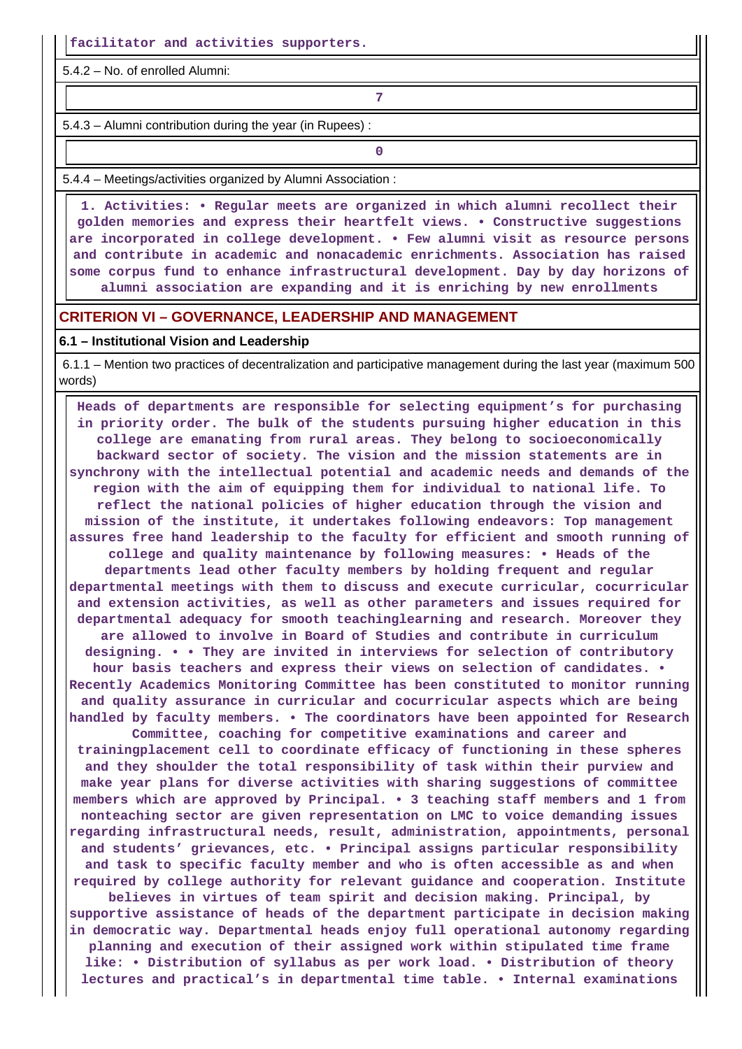facilitator and activities supporters.

5.4.2 – No. of enrolled Alumni:

| 7 |
|---|

5.4.3 – Alumni contribution during the year (in Rupees) :

| 0 |
|---|

5.4.4 – Meetings/activities organized by Alumni Association :

1. Activities: • Regular meets are organized in which alumni recollect their golden memories and express their heartfelt views. • Constructive suggestions are incorporated in college development. • Few alumni visit as resource persons and contribute in academic and nonacademic enrichments. Association has raised some corpus fund to enhance infrastructural development. Day by day horizons of alumni association are expanding and it is enriching by new enrollments

## CRITERION VI – GOVERNANCE, LEADERSHIP AND MANAGEMENT

### 6.1 – Institutional Vision and Leadership

6.1.1 – Mention two practices of decentralization and participative management during the last year (maximum 500 words)

Heads of departments are responsible for selecting equipment's for purchasing in priority order. The bulk of the students pursuing higher education in this college are emanating from rural areas. They belong to socioeconomically backward sector of society. The vision and the mission statements are in synchrony with the intellectual potential and academic needs and demands of the region with the aim of equipping them for individual to national life. To reflect the national policies of higher education through the vision and mission of the institute, it undertakes following endeavors: Top management assures free hand leadership to the faculty for efficient and smooth running of college and quality maintenance by following measures: • Heads of the departments lead other faculty members by holding frequent and regular departmental meetings with them to discuss and execute curricular, cocurricular and extension activities, as well as other parameters and issues required for departmental adequacy for smooth teachinglearning and research. Moreover they are allowed to involve in Board of Studies and contribute in curriculum designing. • • They are invited in interviews for selection of contributory hour basis teachers and express their views on selection of candidates. • Recently Academics Monitoring Committee has been constituted to monitor running and quality assurance in curricular and cocurricular aspects which are being handled by faculty members. • The coordinators have been appointed for Research Committee, coaching for competitive examinations and career and trainingplacement cell to coordinate efficacy of functioning in these spheres and they shoulder the total responsibility of task within their purview and make year plans for diverse activities with sharing suggestions of committee members which are approved by Principal. • 3 teaching staff members and 1 from nonteaching sector are given representation on LMC to voice demanding issues regarding infrastructural needs, result, administration, appointments, personal and students' grievances, etc. • Principal assigns particular responsibility and task to specific faculty member and who is often accessible as and when required by college authority for relevant guidance and cooperation. Institute believes in virtues of team spirit and decision making. Principal, by supportive assistance of heads of the department participate in decision making in democratic way. Departmental heads enjoy full operational autonomy regarding planning and execution of their assigned work within stipulated time frame like: • Distribution of syllabus as per work load. • Distribution of theory lectures and practical's in departmental time table. • Internal examinations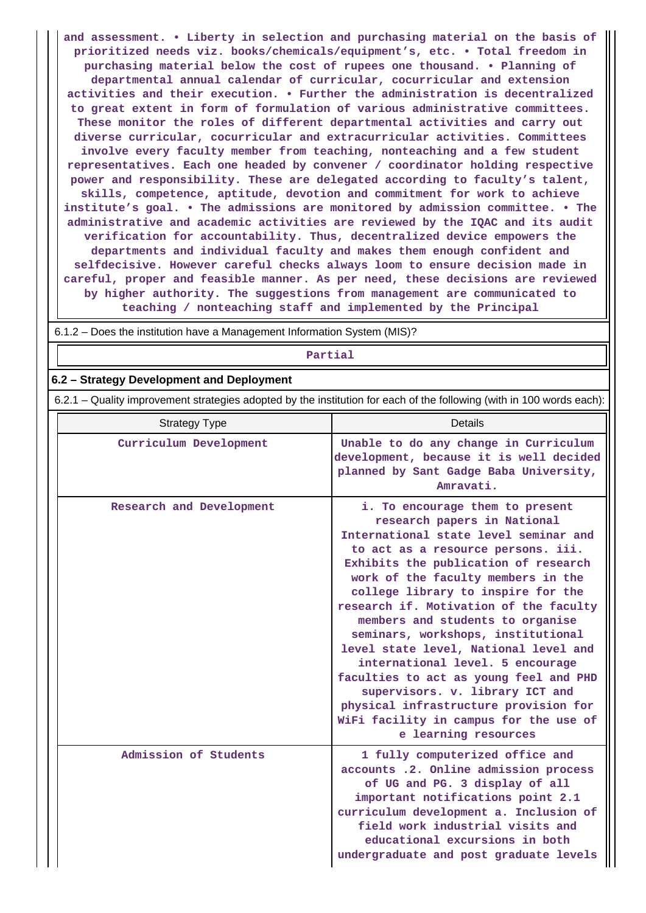and assessment. • Liberty in selection and purchasing material on the basis of prioritized needs viz. books/chemicals/equipment's, etc. • Total freedom in purchasing material below the cost of rupees one thousand. • Planning of departmental annual calendar of curricular, cocurricular and extension activities and their execution. • Further the administration is decentralized to great extent in form of formulation of various administrative committees. These monitor the roles of different departmental activities and carry out diverse curricular, cocurricular and extracurricular activities. Committees involve every faculty member from teaching, nonteaching and a few student representatives. Each one headed by convener / coordinator holding respective power and responsibility. These are delegated according to faculty's talent, skills, competence, aptitude, devotion and commitment for work to achieve institute's goal. • The admissions are monitored by admission committee. • The administrative and academic activities are reviewed by the IQAC and its audit verification for accountability. Thus, decentralized device empowers the departments and individual faculty and makes them enough confident and selfdecisive. However careful checks always loom to ensure decision made in careful, proper and feasible manner. As per need, these decisions are reviewed by higher authority. The suggestions from management are communicated to teaching / nonteaching staff and implemented by the Principal

6.1.2 – Does the institution have a Management Information System (MIS)?

Partial

## 6.2 – Strategy Development and Deployment

6.2.1 – Quality improvement strategies adopted by the institution for each of the following (with in 100 words each):

| Strategy Type | Details |
|---|---|
| Curriculum Development | Unable to do any change in Curriculum development, because it is well decided planned by Sant Gadge Baba University, Amravati. |
| Research and Development | i. To encourage them to present research papers in National International state level seminar and to act as a resource persons. iii. Exhibits the publication of research work of the faculty members in the college library to inspire for the research if. Motivation of the faculty members and students to organise seminars, workshops, institutional level state level, National level and international level. 5 encourage faculties to act as young feel and PHD supervisors. v. library ICT and physical infrastructure provision for WiFi facility in campus for the use of e learning resources |
| Admission of Students | 1 fully computerized office and accounts .2. Online admission process of UG and PG. 3 display of all important notifications point 2.1 curriculum development a. Inclusion of field work industrial visits and educational excursions in both undergraduate and post graduate levels |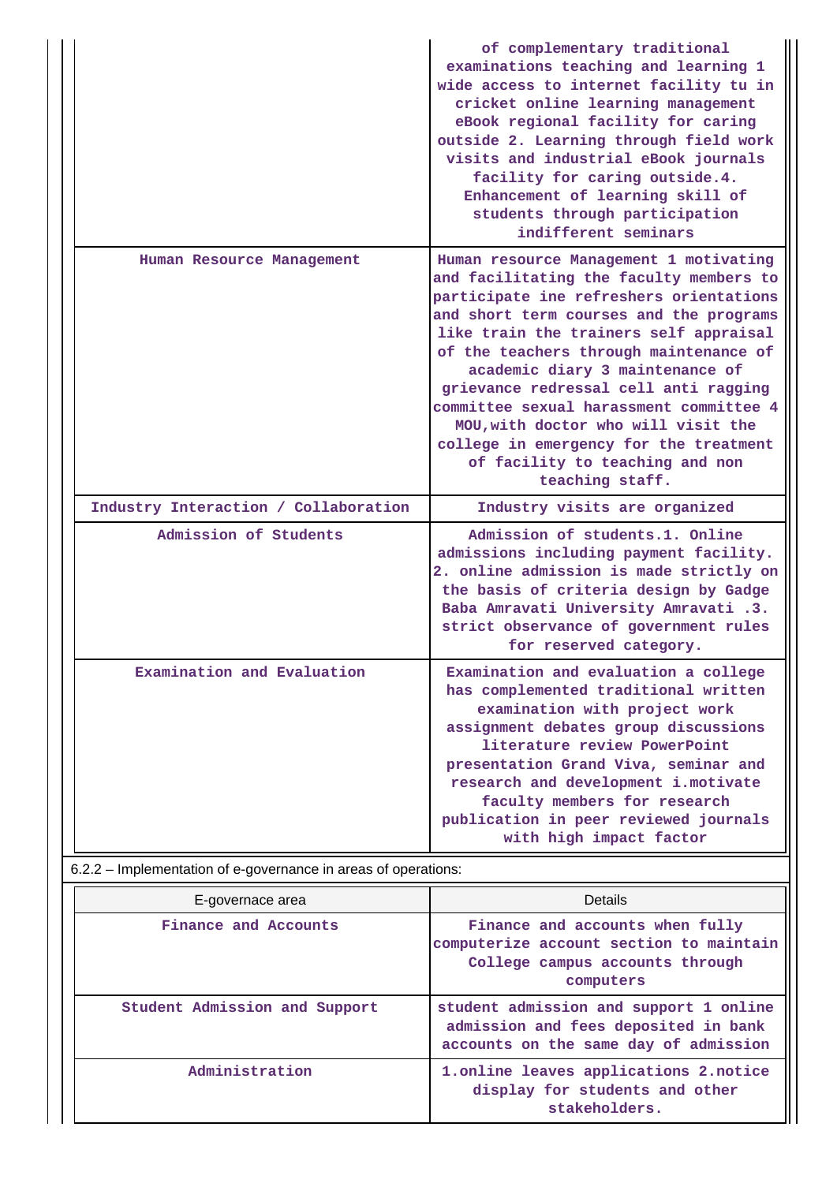| | |
|---|---|
| | of complementary traditional examinations teaching and learning 1 wide access to internet facility tu in cricket online learning management eBook regional facility for caring outside 2. Learning through field work visits and industrial eBook journals facility for caring outside.4. Enhancement of learning skill of students through participation indifferent seminars |
| Human Resource Management | Human resource Management 1 motivating and facilitating the faculty members to participate ine refreshers orientations and short term courses and the programs like train the trainers self appraisal of the teachers through maintenance of academic diary 3 maintenance of grievance redressal cell anti ragging committee sexual harassment committee 4 MOU,with doctor who will visit the college in emergency for the treatment of facility to teaching and non teaching staff. |
| Industry Interaction / Collaboration | Industry visits are organized |
| Admission of Students | Admission of students.1. Online admissions including payment facility. 2. online admission is made strictly on the basis of criteria design by Gadge Baba Amravati University Amravati .3. strict observance of government rules for reserved category. |
| Examination and Evaluation | Examination and evaluation a college has complemented traditional written examination with project work assignment debates group discussions literature review PowerPoint presentation Grand Viva, seminar and research and development i.motivate faculty members for research publication in peer reviewed journals with high impact factor |

6.2.2 – Implementation of e-governance in areas of operations:

| E-governace area | Details |
|---|---|
| Finance and Accounts | Finance and accounts when fully computerize account section to maintain College campus accounts through computers |
| Student Admission and Support | student admission and support 1 online admission and fees deposited in bank accounts on the same day of admission |
| Administration | 1.online leaves applications 2.notice display for students and other stakeholders. |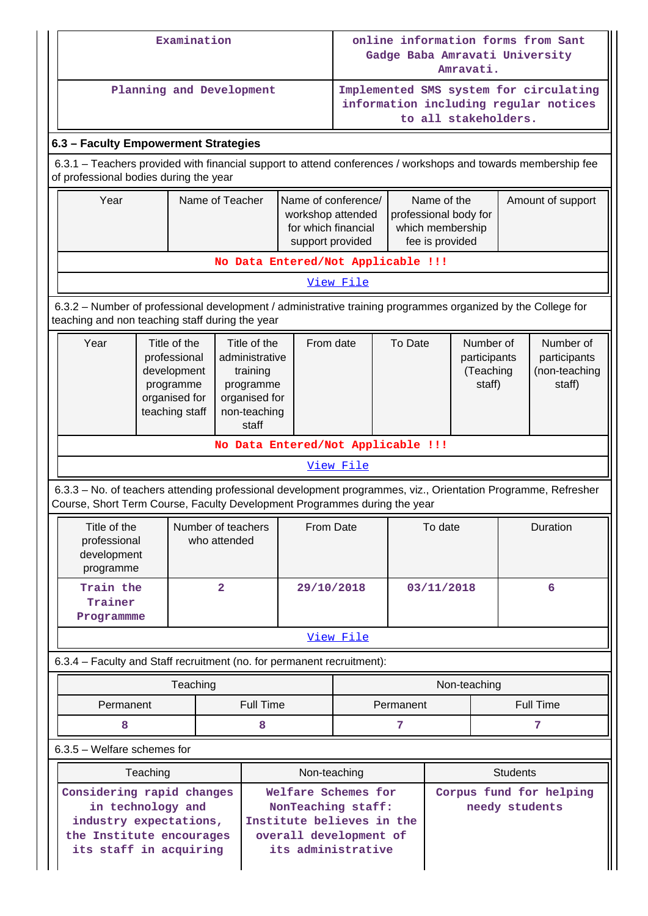| Examination | online information forms from Sant Gadge Baba Amravati University Amravati. |
|---|---|
| Planning and Development | Implemented SMS system for circulating information including regular notices to all stakeholders. |

### 6.3 – Faculty Empowerment Strategies

6.3.1 – Teachers provided with financial support to attend conferences / workshops and towards membership fee of professional bodies during the year

| Year | Name of Teacher | Name of conference/ workshop attended for which financial support provided | Name of the professional body for which membership fee is provided | Amount of support |
|---|---|---|---|---|
| No Data Entered/Not Applicable !!! | | | | |

[View File]

6.3.2 – Number of professional development / administrative training programmes organized by the College for teaching and non teaching staff during the year

| Year | Title of the professional development programme organised for teaching staff | Title of the administrative training programme organised for non-teaching staff | From date | To Date | Number of participants (Teaching staff) | Number of participants (non-teaching staff) |
|---|---|---|---|---|---|---|
| No Data Entered/Not Applicable !!! | | | | | | |

[View File]

6.3.3 – No. of teachers attending professional development programmes, viz., Orientation Programme, Refresher Course, Short Term Course, Faculty Development Programmes during the year

| Title of the professional development programme | Number of teachers who attended | From Date | To date | Duration |
|---|---|---|---|---|
| Train the Trainer Programmme | 2 | 29/10/2018 | 03/11/2018 | 6 |

[View File]

6.3.4 – Faculty and Staff recruitment (no. for permanent recruitment):

| Teaching | | Non-teaching | |
|---|---|---|---|
| Permanent | Full Time | Permanent | Full Time |
| 8 | 8 | 7 | 7 |

6.3.5 – Welfare schemes for

| Teaching | Non-teaching | Students |
|---|---|---|
| Considering rapid changes in technology and industry expectations, the Institute encourages its staff in acquiring | Welfare Schemes for NonTeaching staff: Institute believes in the overall development of its administrative | Corpus fund for helping needy students |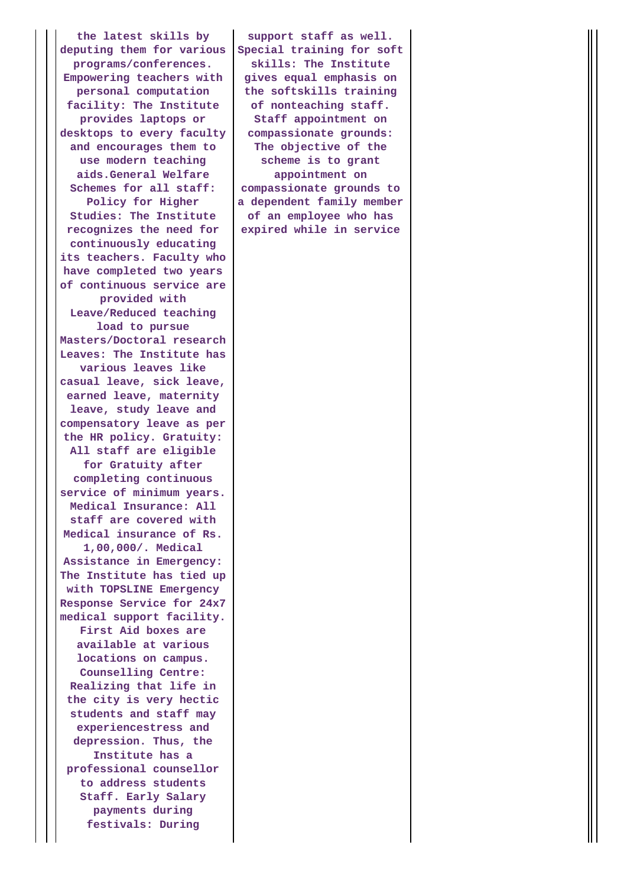|  | the latest skills by deputing them for various programs/conferences. Empowering teachers with personal computation facility: The Institute provides laptops or desktops to every faculty and encourages them to use modern teaching aids.General Welfare Schemes for all staff: Policy for Higher Studies: The Institute recognizes the need for continuously educating its teachers. Faculty who have completed two years of continuous service are provided with Leave/Reduced teaching load to pursue Masters/Doctoral research Leaves: The Institute has various leaves like casual leave, sick leave, earned leave, maternity leave, study leave and compensatory leave as per the HR policy. Gratuity: All staff are eligible for Gratuity after completing continuous service of minimum years. Medical Insurance: All staff are covered with Medical insurance of Rs. 1,00,000/. Medical Assistance in Emergency: The Institute has tied up with TOPSLINE Emergency Response Service for 24x7 medical support facility. First Aid boxes are available at various locations on campus. Counselling Centre: Realizing that life in the city is very hectic students and staff may experiencestress and depression. Thus, the Institute has a professional counsellor to address students Staff. Early Salary payments during festivals: During | support staff as well. Special training for soft skills: The Institute gives equal emphasis on the softskills training of nonteaching staff. Staff appointment on compassionate grounds: The objective of the scheme is to grant appointment on compassionate grounds to a dependent family member of an employee who has expired while in service |
|---|---|---|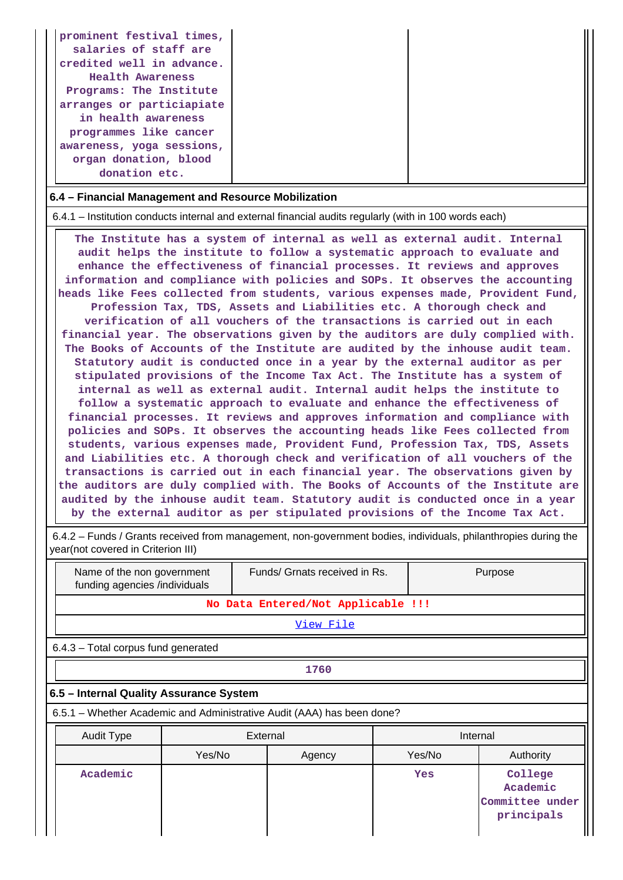| prominent festival times, salaries of staff are credited well in advance. Health Awareness Programs: The Institute arranges or particiapiate in health awareness programmes like cancer awareness, yoga sessions, organ donation, blood donation etc. | | |
|---|---|---|

### 6.4 – Financial Management and Resource Mobilization

6.4.1 – Institution conducts internal and external financial audits regularly (with in 100 words each)

The Institute has a system of internal as well as external audit. Internal audit helps the institute to follow a systematic approach to evaluate and enhance the effectiveness of financial processes. It reviews and approves information and compliance with policies and SOPs. It observes the accounting heads like Fees collected from students, various expenses made, Provident Fund, Profession Tax, TDS, Assets and Liabilities etc. A thorough check and verification of all vouchers of the transactions is carried out in each financial year. The observations given by the auditors are duly complied with. The Books of Accounts of the Institute are audited by the inhouse audit team. Statutory audit is conducted once in a year by the external auditor as per stipulated provisions of the Income Tax Act. The Institute has a system of internal as well as external audit. Internal audit helps the institute to follow a systematic approach to evaluate and enhance the effectiveness of financial processes. It reviews and approves information and compliance with policies and SOPs. It observes the accounting heads like Fees collected from students, various expenses made, Provident Fund, Profession Tax, TDS, Assets and Liabilities etc. A thorough check and verification of all vouchers of the transactions is carried out in each financial year. The observations given by the auditors are duly complied with. The Books of Accounts of the Institute are audited by the inhouse audit team. Statutory audit is conducted once in a year by the external auditor as per stipulated provisions of the Income Tax Act.

6.4.2 – Funds / Grants received from management, non-government bodies, individuals, philanthropies during the year(not covered in Criterion III)

| Name of the non government funding agencies /individuals | Funds/ Grnats received in Rs. | Purpose |
|---|---|---|
| No Data Entered/Not Applicable !!! | | |
| View File | | |

6.4.3 – Total corpus fund generated

| 1760 |
|---|

### 6.5 – Internal Quality Assurance System

6.5.1 – Whether Academic and Administrative Audit (AAA) has been done?

| Audit Type | External | | Internal | |
|---|---|---|---|---|
| | Yes/No | Agency | Yes/No | Authority |
| Academic | | | Yes | College Academic Committee under principals |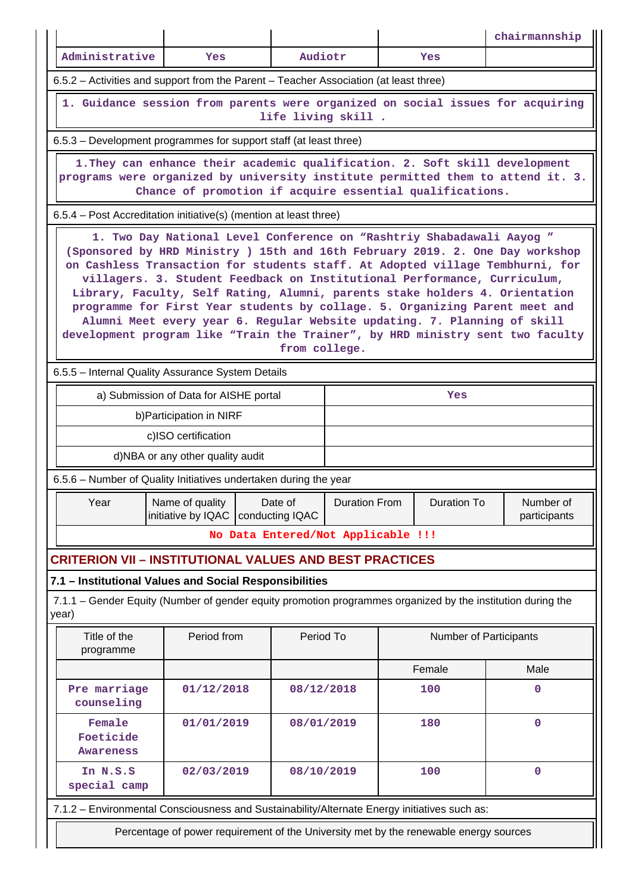| | | | | chairmannship |
|---|---|---|---|---|
| Administrative | Yes | Audiotr | Yes | |

6.5.2 – Activities and support from the Parent – Teacher Association (at least three)

1. Guidance session from parents were organized on social issues for acquiring life living skill .

6.5.3 – Development programmes for support staff (at least three)

1.They can enhance their academic qualification. 2. Soft skill development programs were organized by university institute permitted them to attend it. 3. Chance of promotion if acquire essential qualifications.

6.5.4 – Post Accreditation initiative(s) (mention at least three)

1. Two Day National Level Conference on “Rashtriy Shabadawali Aayog ” (Sponsored by HRD Ministry ) 15th and 16th February 2019. 2. One Day workshop on Cashless Transaction for students staff. At Adopted village Tembhurni, for villagers. 3. Student Feedback on Institutional Performance, Curriculum, Library, Faculty, Self Rating, Alumni, parents stake holders 4. Orientation programme for First Year students by collage. 5. Organizing Parent meet and Alumni Meet every year 6. Regular Website updating. 7. Planning of skill development program like “Train the Trainer”, by HRD ministry sent two faculty from college.

6.5.5 – Internal Quality Assurance System Details

| | |
|---|---|
| a) Submission of Data for AISHE portal | Yes |
| b)Participation in NIRF | |
| c)ISO certification | |
| d)NBA or any other quality audit | |

6.5.6 – Number of Quality Initiatives undertaken during the year

| Year | Name of quality initiative by IQAC | Date of conducting IQAC | Duration From | Duration To | Number of participants |
|---|---|---|---|---|---|
| No Data Entered/Not Applicable !!! | | | | | |

## CRITERION VII – INSTITUTIONAL VALUES AND BEST PRACTICES

### 7.1 – Institutional Values and Social Responsibilities

7.1.1 – Gender Equity (Number of gender equity promotion programmes organized by the institution during the year)

| Title of the programme | Period from | Period To | Number of Participants | |
|---|---|---|---|---|
| | | | Female | Male |
| Pre marriage counseling | 01/12/2018 | 08/12/2018 | 100 | 0 |
| Female Foeticide Awareness | 01/01/2019 | 08/01/2019 | 180 | 0 |
| In N.S.S special camp | 02/03/2019 | 08/10/2019 | 100 | 0 |

7.1.2 – Environmental Consciousness and Sustainability/Alternate Energy initiatives such as:

Percentage of power requirement of the University met by the renewable energy sources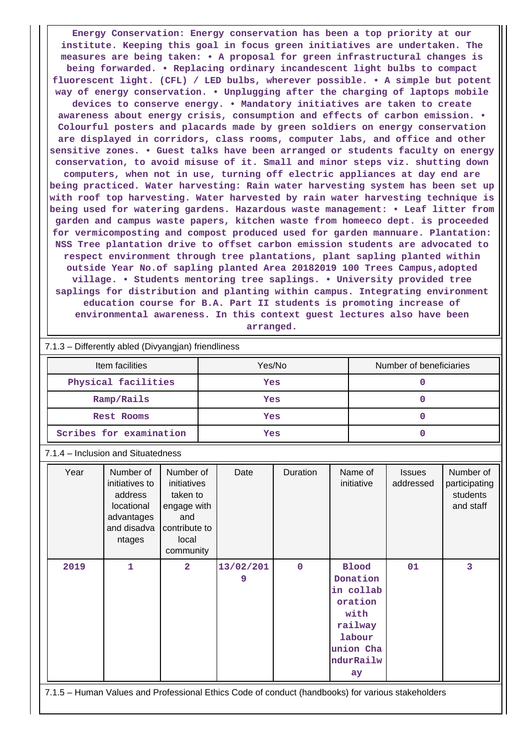**Energy Conservation: Energy conservation has been a top priority at our institute. Keeping this goal in focus green initiatives are undertaken. The measures are being taken: • A proposal for green infrastructural changes is being forwarded. • Replacing ordinary incandescent light bulbs to compact fluorescent light. (CFL) / LED bulbs, wherever possible. • A simple but potent way of energy conservation. • Unplugging after the charging of laptops mobile devices to conserve energy. • Mandatory initiatives are taken to create awareness about energy crisis, consumption and effects of carbon emission. • Colourful posters and placards made by green soldiers on energy conservation are displayed in corridors, class rooms, computer labs, and office and other sensitive zones. • Guest talks have been arranged or students faculty on energy conservation, to avoid misuse of it. Small and minor steps viz. shutting down computers, when not in use, turning off electric appliances at day end are being practiced. Water harvesting: Rain water harvesting system has been set up with roof top harvesting. Water harvested by rain water harvesting technique is being used for watering gardens. Hazardous waste management: • Leaf litter from garden and campus waste papers, kitchen waste from homeeco dept. is proceeded for vermicomposting and compost produced used for garden mannuare. Plantation: NSS Tree plantation drive to offset carbon emission students are advocated to respect environment through tree plantations, plant sapling planted within outside Year No.of sapling planted Area 20182019 100 Trees Campus,adopted village. • Students mentoring tree saplings. • University provided tree saplings for distribution and planting within campus. Integrating environment education course for B.A. Part II students is promoting increase of environmental awareness. In this context guest lectures also have been arranged.**

7.1.3 – Differently abled (Divyangjan) friendliness

| Item facilities | Yes/No | Number of beneficiaries |
|---|---|---|
| Physical facilities | Yes | 0 |
| Ramp/Rails | Yes | 0 |
| Rest Rooms | Yes | 0 |
| Scribes for examination | Yes | 0 |

7.1.4 – Inclusion and Situatedness

| Year | Number of initiatives to address locational advantages and disadvantages | Number of initiatives taken to engage with and contribute to local community | Date | Duration | Name of initiative | Issues addressed | Number of participating students and staff |
|---|---|---|---|---|---|---|---|
| 2019 | 1 | 2 | 13/02/2019 | 0 | Blood Donation in collaboration with railway labour union ChandurRailway | 01 | 3 |

7.1.5 – Human Values and Professional Ethics Code of conduct (handbooks) for various stakeholders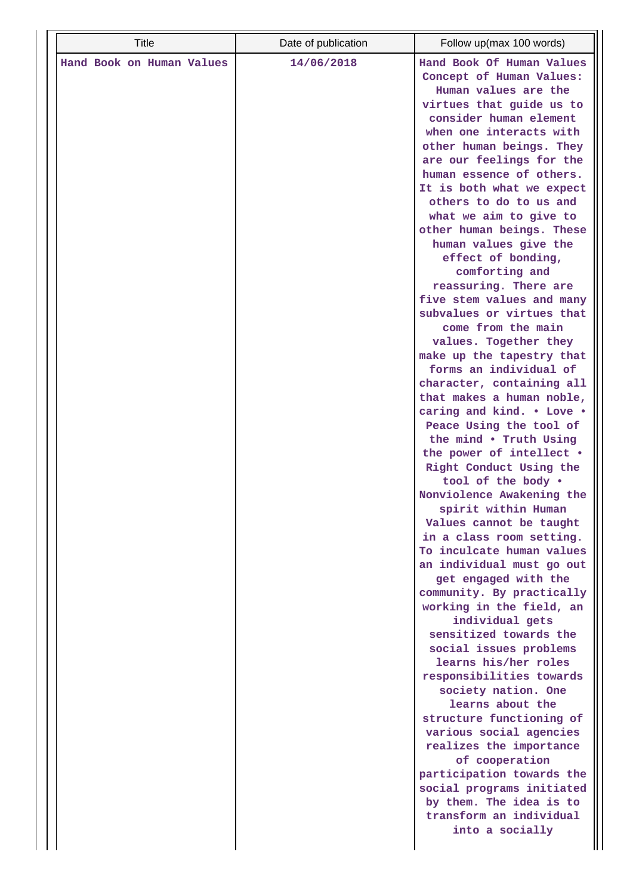| Title | Date of publication | Follow up(max 100 words) |
|---|---|---|
| Hand Book on Human Values | 14/06/2018 | Hand Book Of Human Values Concept of Human Values: Human values are the virtues that guide us to consider human element when one interacts with other human beings. They are our feelings for the human essence of others. It is both what we expect others to do to us and what we aim to give to other human beings. These human values give the effect of bonding, comforting and reassuring. There are five stem values and many subvalues or virtues that come from the main values. Together they make up the tapestry that forms an individual of character, containing all that makes a human noble, caring and kind. • Love • Peace Using the tool of the mind • Truth Using the power of intellect • Right Conduct Using the tool of the body • Nonviolence Awakening the spirit within Human Values cannot be taught in a class room setting. To inculcate human values an individual must go out get engaged with the community. By practically working in the field, an individual gets sensitized towards the social issues problems learns his/her roles responsibilities towards society nation. One learns about the structure functioning of various social agencies realizes the importance of cooperation participation towards the social programs initiated by them. The idea is to transform an individual into a socially |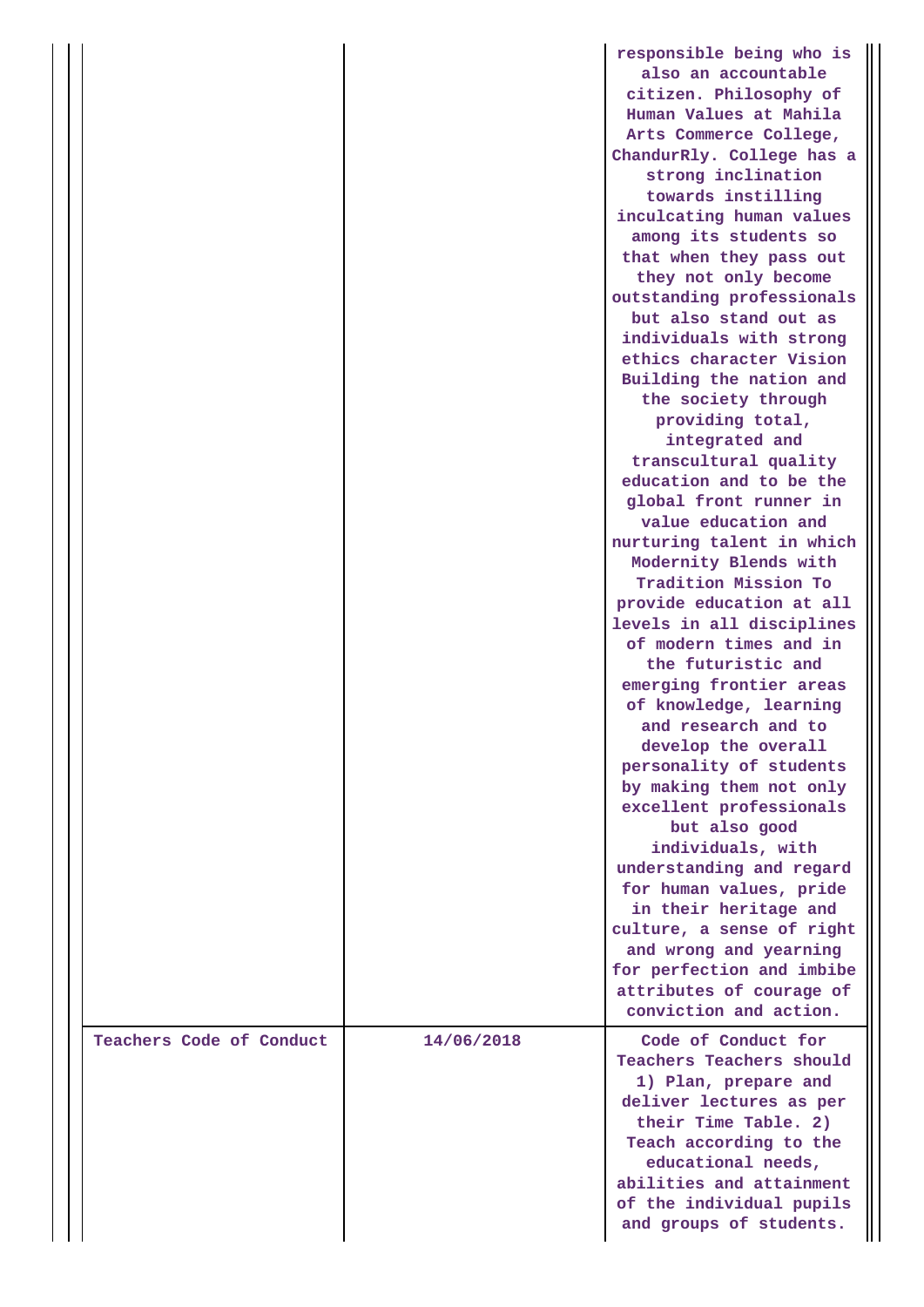|  |  |  |
|---|---|---|
|  |  | responsible being who is also an accountable citizen. Philosophy of Human Values at Mahila Arts Commerce College, ChandurRly. College has a strong inclination towards instilling inculcating human values among its students so that when they pass out they not only become outstanding professionals but also stand out as individuals with strong ethics character Vision Building the nation and the society through providing total, integrated and transcultural quality education and to be the global front runner in value education and nurturing talent in which Modernity Blends with Tradition Mission To provide education at all levels in all disciplines of modern times and in the futuristic and emerging frontier areas of knowledge, learning and research and to develop the overall personality of students by making them not only excellent professionals but also good individuals, with understanding and regard for human values, pride in their heritage and culture, a sense of right and wrong and yearning for perfection and imbibe attributes of courage of conviction and action. |
| Teachers Code of Conduct | 14/06/2018 | Code of Conduct for Teachers Teachers should 1) Plan, prepare and deliver lectures as per their Time Table. 2) Teach according to the educational needs, abilities and attainment of the individual pupils and groups of students. |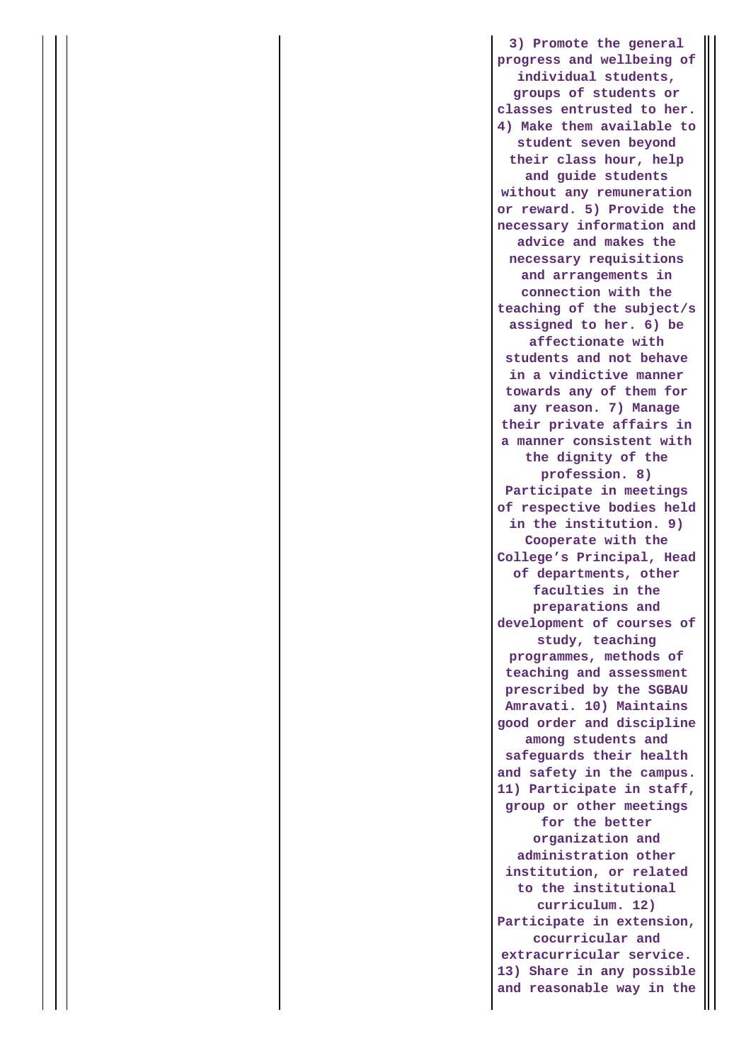|  |  |  | 3) Promote the general progress and wellbeing of individual students, groups of students or classes entrusted to her. 4) Make them available to student seven beyond their class hour, help and guide students without any remuneration or reward. 5) Provide the necessary information and advice and makes the necessary requisitions and arrangements in connection with the teaching of the subject/s assigned to her. 6) be affectionate with students and not behave in a vindictive manner towards any of them for any reason. 7) Manage their private affairs in a manner consistent with the dignity of the profession. 8) Participate in meetings of respective bodies held in the institution. 9) Cooperate with the College's Principal, Head of departments, other faculties in the preparations and development of courses of study, teaching programmes, methods of teaching and assessment prescribed by the SGBAU Amravati. 10) Maintains good order and discipline among students and safeguards their health and safety in the campus. 11) Participate in staff, group or other meetings for the better organization and administration other institution, or related to the institutional curriculum. 12) Participate in extension, cocurricular and extracurricular service. 13) Share in any possible and reasonable way in the |
|---|---|---|---|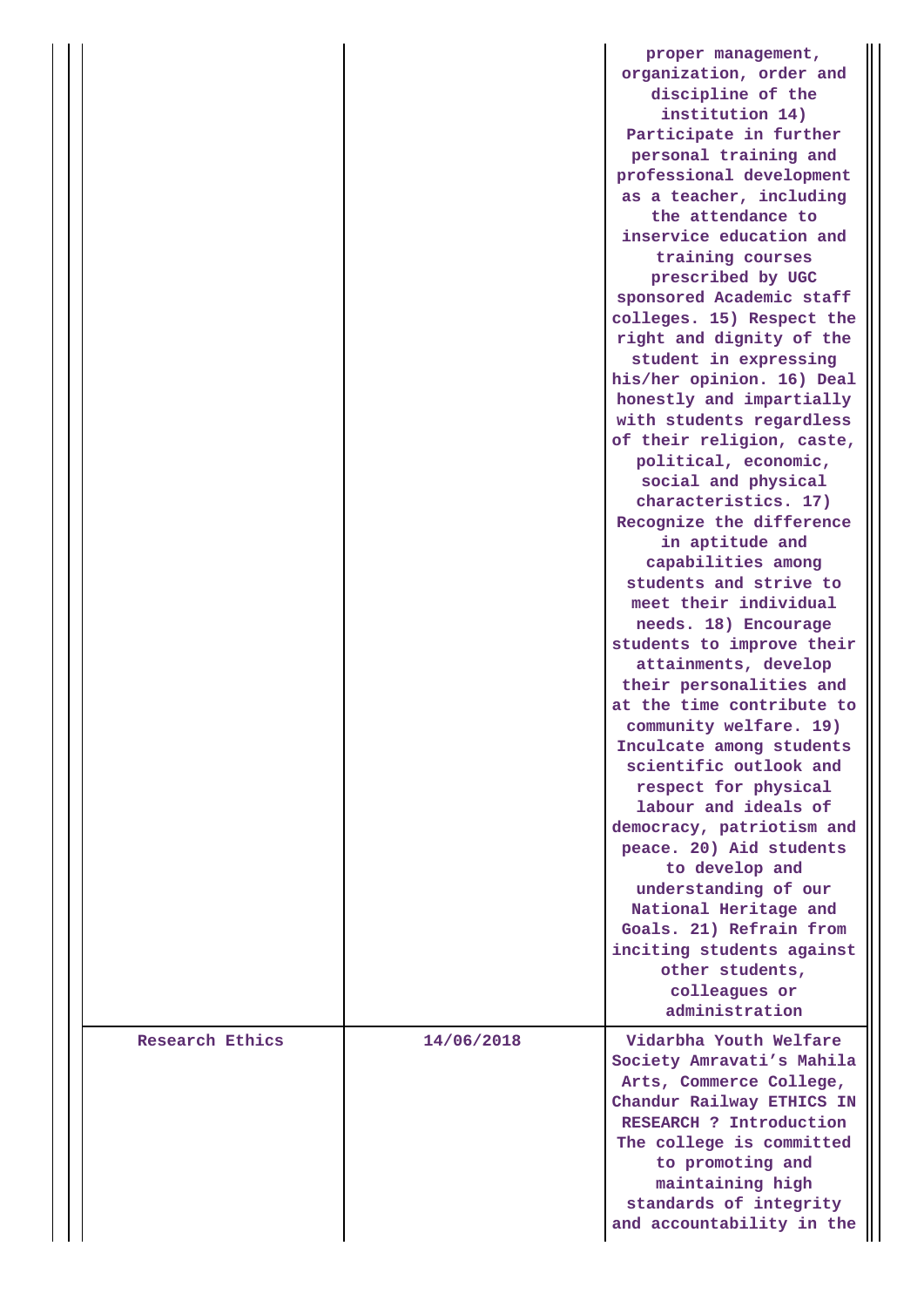| | | |
|---|---|---|
| | | proper management, organization, order and discipline of the institution 14) Participate in further personal training and professional development as a teacher, including the attendance to inservice education and training courses prescribed by UGC sponsored Academic staff colleges. 15) Respect the right and dignity of the student in expressing his/her opinion. 16) Deal honestly and impartially with students regardless of their religion, caste, political, economic, social and physical characteristics. 17) Recognize the difference in aptitude and capabilities among students and strive to meet their individual needs. 18) Encourage students to improve their attainments, develop their personalities and at the time contribute to community welfare. 19) Inculcate among students scientific outlook and respect for physical labour and ideals of democracy, patriotism and peace. 20) Aid students to develop and understanding of our National Heritage and Goals. 21) Refrain from inciting students against other students, colleagues or administration |
| Research Ethics | 14/06/2018 | Vidarbha Youth Welfare Society Amravati's Mahila Arts, Commerce College, Chandur Railway ETHICS IN RESEARCH ? Introduction The college is committed to promoting and maintaining high standards of integrity and accountability in the |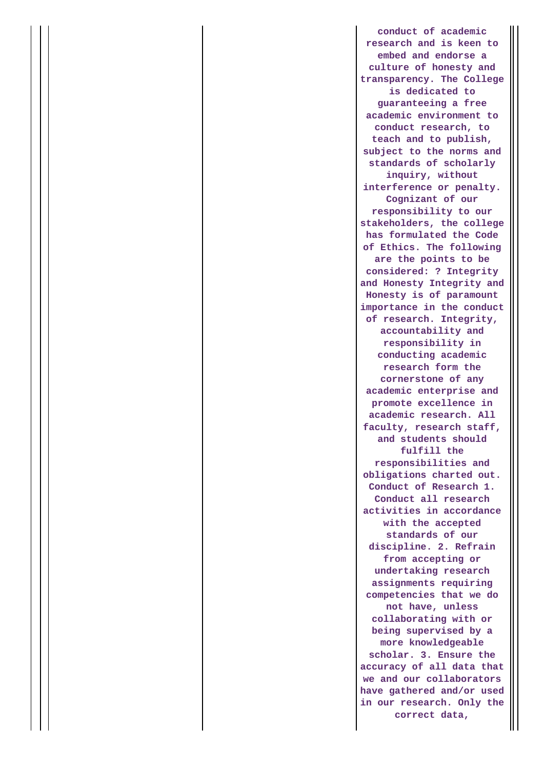| | | |
|---|---|---|
| | | conduct of academic research and is keen to embed and endorse a culture of honesty and transparency. The College is dedicated to guaranteeing a free academic environment to conduct research, to teach and to publish, subject to the norms and standards of scholarly inquiry, without interference or penalty. Cognizant of our responsibility to our stakeholders, the college has formulated the Code of Ethics. The following are the points to be considered: ? Integrity and Honesty Integrity and Honesty is of paramount importance in the conduct of research. Integrity, accountability and responsibility in conducting academic research form the cornerstone of any academic enterprise and promote excellence in academic research. All faculty, research staff, and students should fulfill the responsibilities and obligations charted out. Conduct of Research 1. Conduct all research activities in accordance with the accepted standards of our discipline. 2. Refrain from accepting or undertaking research assignments requiring competencies that we do not have, unless collaborating with or being supervised by a more knowledgeable scholar. 3. Ensure the accuracy of all data that we and our collaborators have gathered and/or used in our research. Only the correct data, |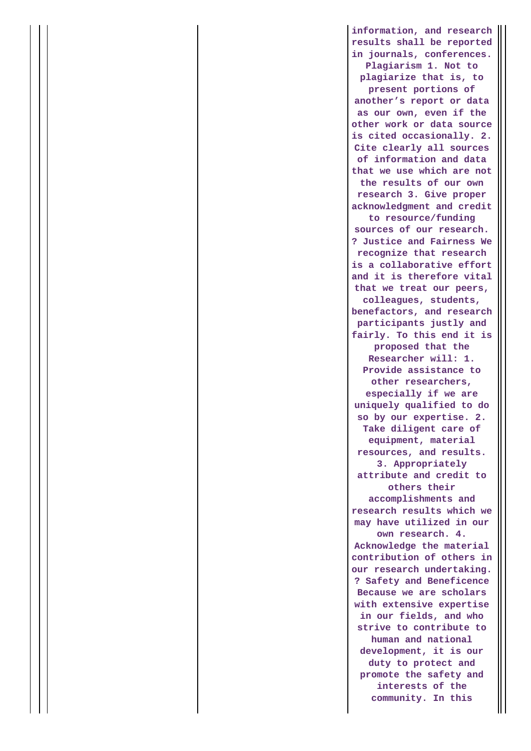| | | |
|---|---|---|
| | | information, and research results shall be reported in journals, conferences. Plagiarism 1. Not to plagiarize that is, to present portions of another's report or data as our own, even if the other work or data source is cited occasionally. 2. Cite clearly all sources of information and data that we use which are not the results of our own research 3. Give proper acknowledgment and credit to resource/funding sources of our research. ? Justice and Fairness We recognize that research is a collaborative effort and it is therefore vital that we treat our peers, colleagues, students, benefactors, and research participants justly and fairly. To this end it is proposed that the Researcher will: 1. Provide assistance to other researchers, especially if we are uniquely qualified to do so by our expertise. 2. Take diligent care of equipment, material resources, and results. 3. Appropriately attribute and credit to others their accomplishments and research results which we may have utilized in our own research. 4. Acknowledge the material contribution of others in our research undertaking. ? Safety and Beneficence Because we are scholars with extensive expertise in our fields, and who strive to contribute to human and national development, it is our duty to protect and promote the safety and interests of the community. In this |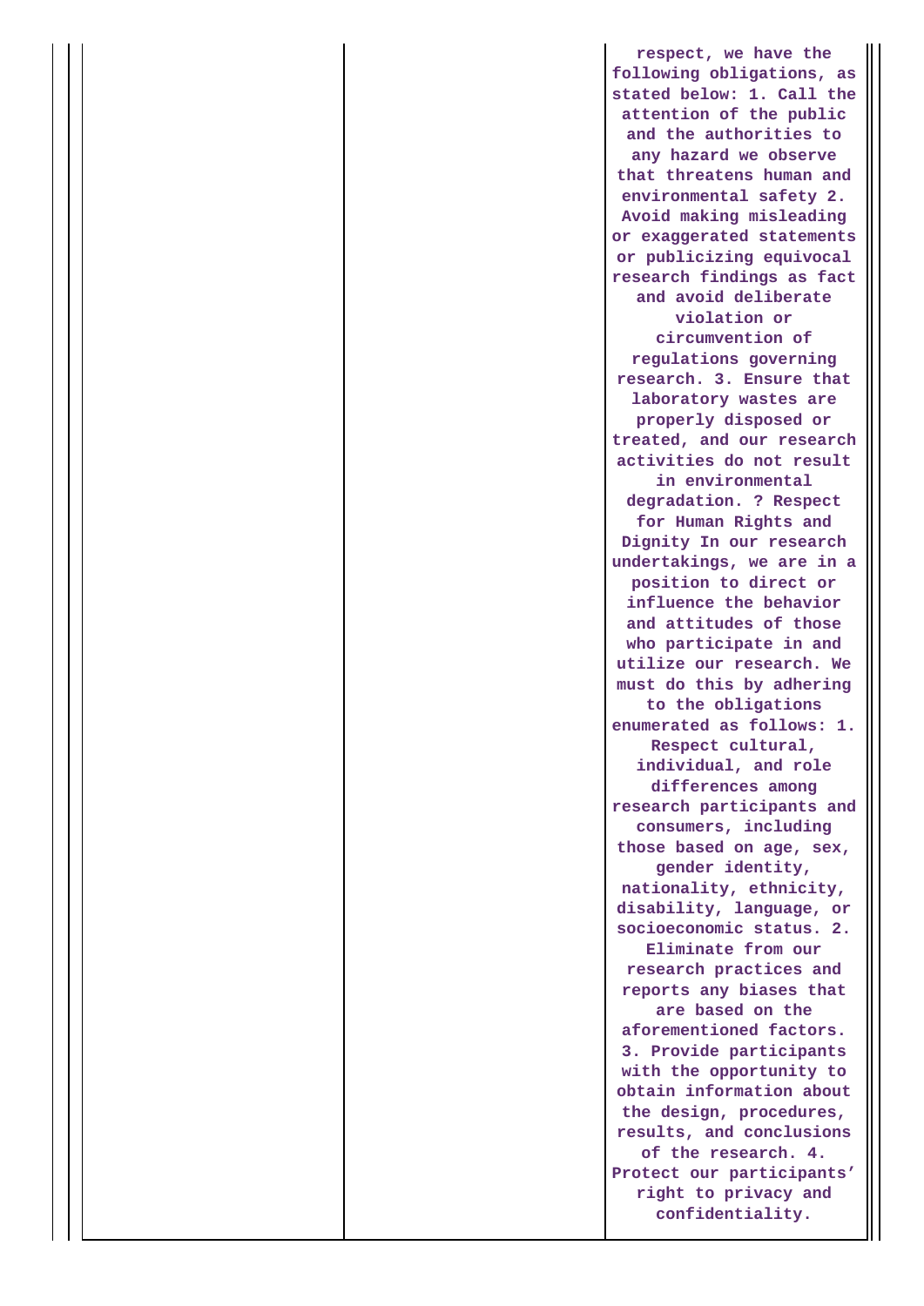|  |  |  |
|---|---|---|
|  |  | respect, we have the following obligations, as stated below: 1. Call the attention of the public and the authorities to any hazard we observe that threatens human and environmental safety 2. Avoid making misleading or exaggerated statements or publicizing equivocal research findings as fact and avoid deliberate violation or circumvention of regulations governing research. 3. Ensure that laboratory wastes are properly disposed or treated, and our research activities do not result in environmental degradation. ? Respect for Human Rights and Dignity In our research undertakings, we are in a position to direct or influence the behavior and attitudes of those who participate in and utilize our research. We must do this by adhering to the obligations enumerated as follows: 1. Respect cultural, individual, and role differences among research participants and consumers, including those based on age, sex, gender identity, nationality, ethnicity, disability, language, or socioeconomic status. 2. Eliminate from our research practices and reports any biases that are based on the aforementioned factors. 3. Provide participants with the opportunity to obtain information about the design, procedures, results, and conclusions of the research. 4. Protect our participants' right to privacy and confidentiality. |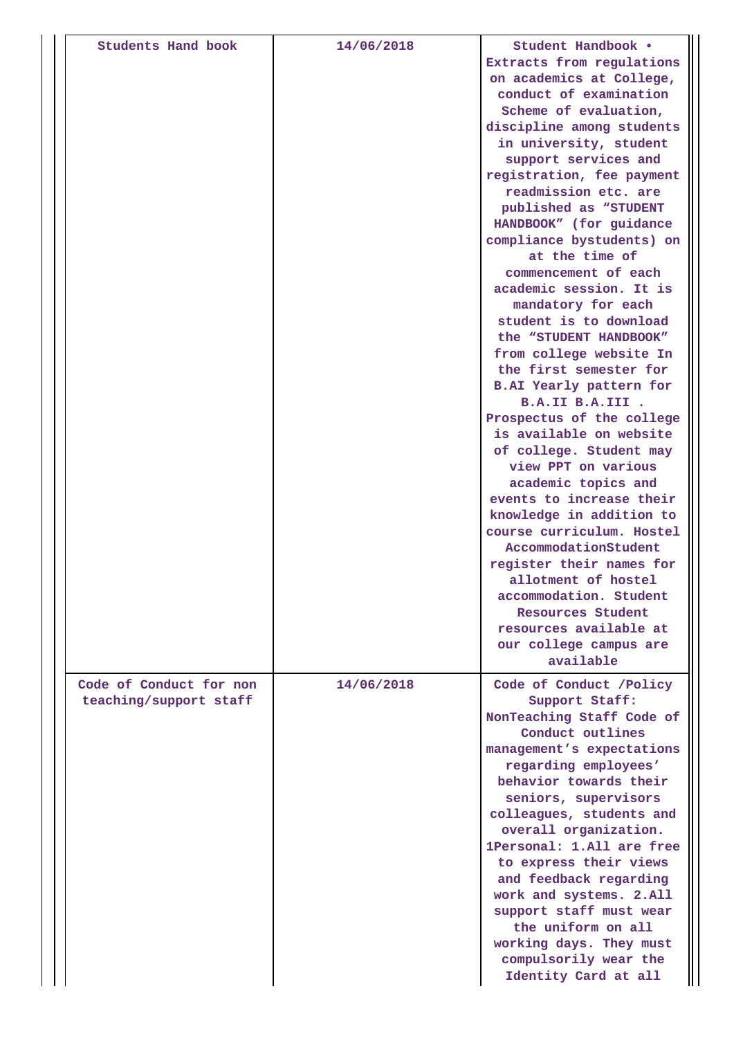| | | |
|---|---|---|
| Students Hand book | 14/06/2018 | Student Handbook • Extracts from regulations on academics at College, conduct of examination Scheme of evaluation, discipline among students in university, student support services and registration, fee payment readmission etc. are published as "STUDENT HANDBOOK" (for guidance compliance bystudents) on at the time of commencement of each academic session. It is mandatory for each student is to download the "STUDENT HANDBOOK" from college website In the first semester for B.AI Yearly pattern for B.A.II B.A.III . Prospectus of the college is available on website of college. Student may view PPT on various academic topics and events to increase their knowledge in addition to course curriculum. Hostel AccommodationStudent register their names for allotment of hostel accommodation. Student Resources Student resources available at our college campus are available |
| Code of Conduct for non teaching/support staff | 14/06/2018 | Code of Conduct /Policy Support Staff: NonTeaching Staff Code of Conduct outlines management's expectations regarding employees' behavior towards their seniors, supervisors colleagues, students and overall organization. 1Personal: 1.All are free to express their views and feedback regarding work and systems. 2.All support staff must wear the uniform on all working days. They must compulsorily wear the Identity Card at all |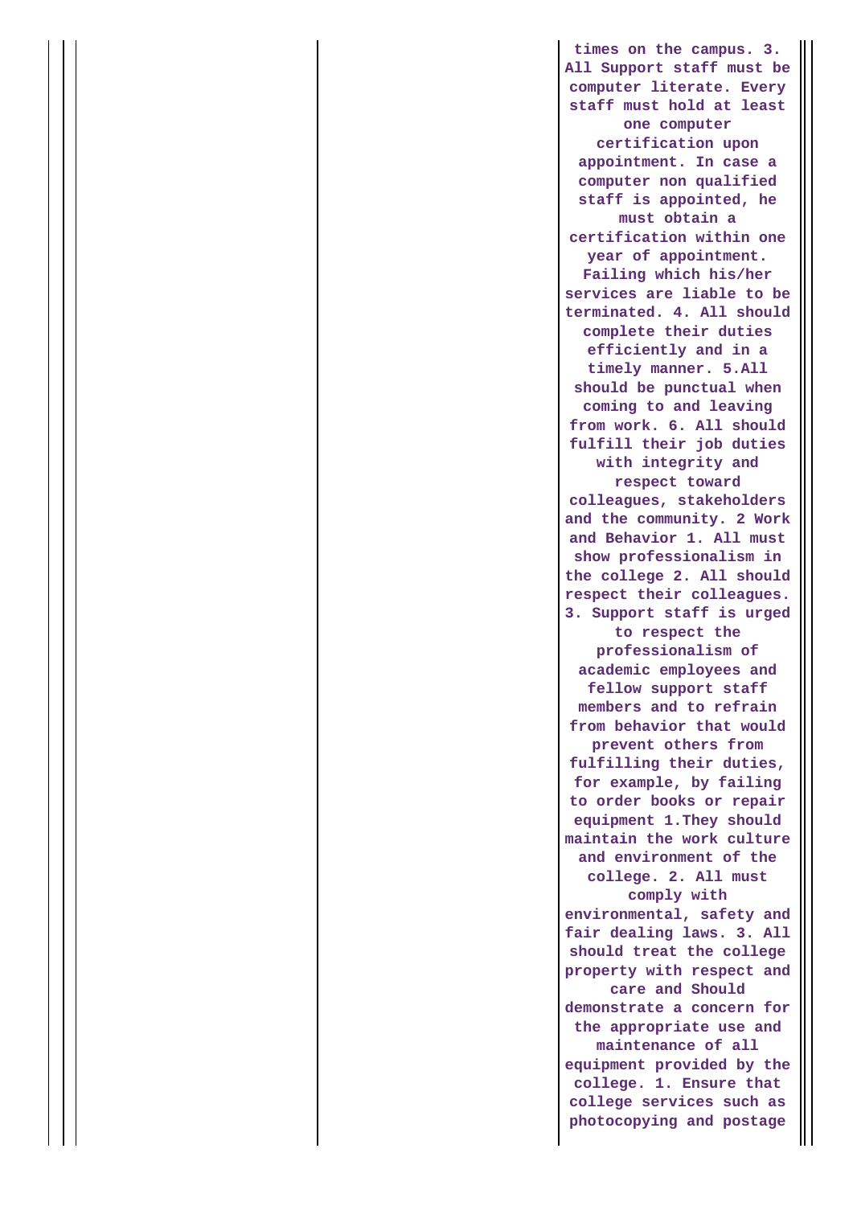|  |  |  | times on the campus. 3. All Support staff must be computer literate. Every staff must hold at least one computer certification upon appointment. In case a computer non qualified staff is appointed, he must obtain a certification within one year of appointment. Failing which his/her services are liable to be terminated. 4. All should complete their duties efficiently and in a timely manner. 5.All should be punctual when coming to and leaving from work. 6. All should fulfill their job duties with integrity and respect toward colleagues, stakeholders and the community. 2 Work and Behavior 1. All must show professionalism in the college 2. All should respect their colleagues. 3. Support staff is urged to respect the professionalism of academic employees and fellow support staff members and to refrain from behavior that would prevent others from fulfilling their duties, for example, by failing to order books or repair equipment 1.They should maintain the work culture and environment of the college. 2. All must comply with environmental, safety and fair dealing laws. 3. All should treat the college property with respect and care and Should demonstrate a concern for the appropriate use and maintenance of all equipment provided by the college. 1. Ensure that college services such as photocopying and postage |
|---|---|---|---|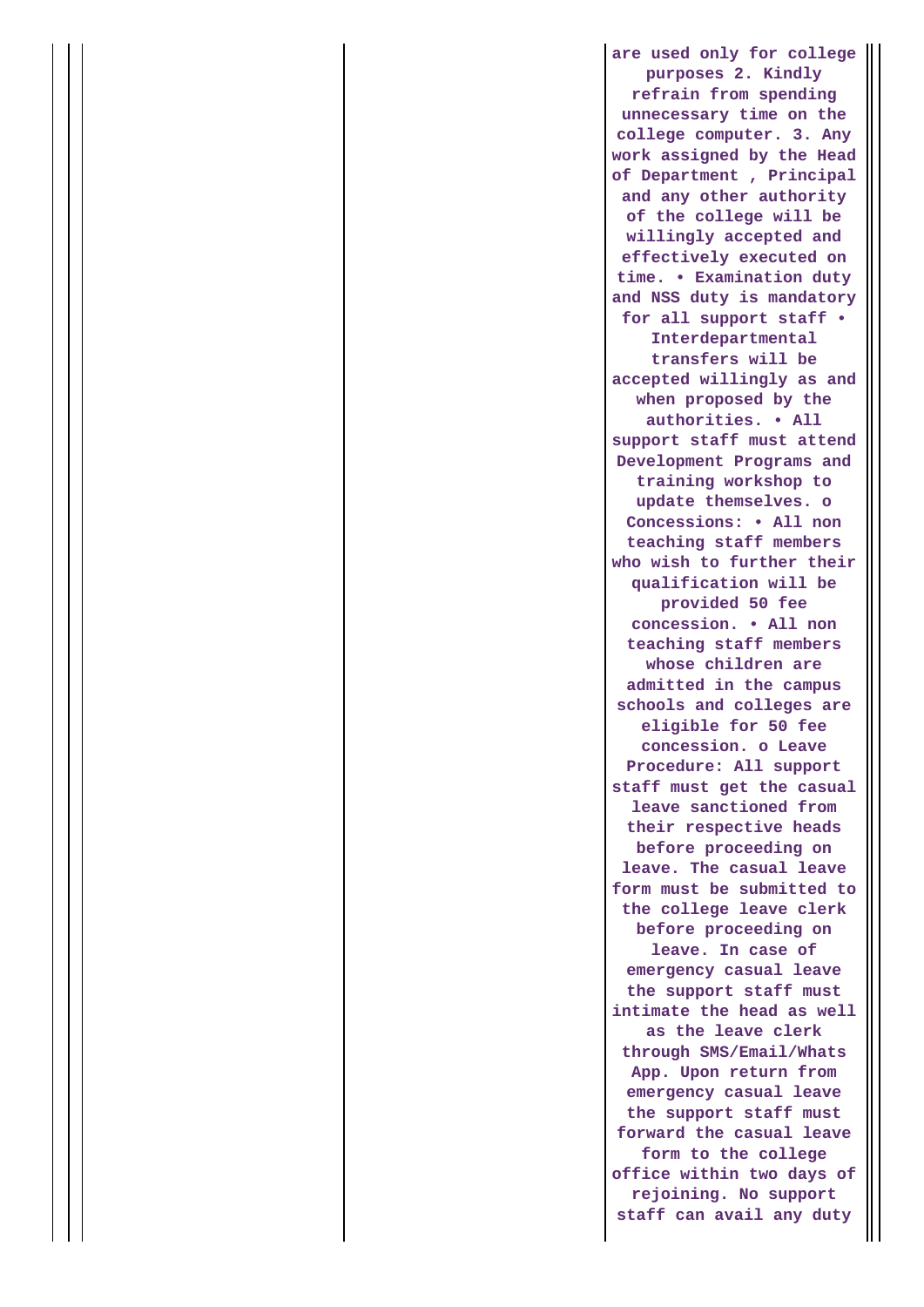|  |  |  | are used only for college purposes 2. Kindly refrain from spending unnecessary time on the college computer. 3. Any work assigned by the Head of Department , Principal and any other authority of the college will be willingly accepted and effectively executed on time. • Examination duty and NSS duty is mandatory for all support staff • Interdepartmental transfers will be accepted willingly as and when proposed by the authorities. • All support staff must attend Development Programs and training workshop to update themselves. o Concessions: • All non teaching staff members who wish to further their qualification will be provided 50 fee concession. • All non teaching staff members whose children are admitted in the campus schools and colleges are eligible for 50 fee concession. o Leave Procedure: All support staff must get the casual leave sanctioned from their respective heads before proceeding on leave. The casual leave form must be submitted to the college leave clerk before proceeding on leave. In case of emergency casual leave the support staff must intimate the head as well as the leave clerk through SMS/Email/Whats App. Upon return from emergency casual leave the support staff must forward the casual leave form to the college office within two days of rejoining. No support staff can avail any duty |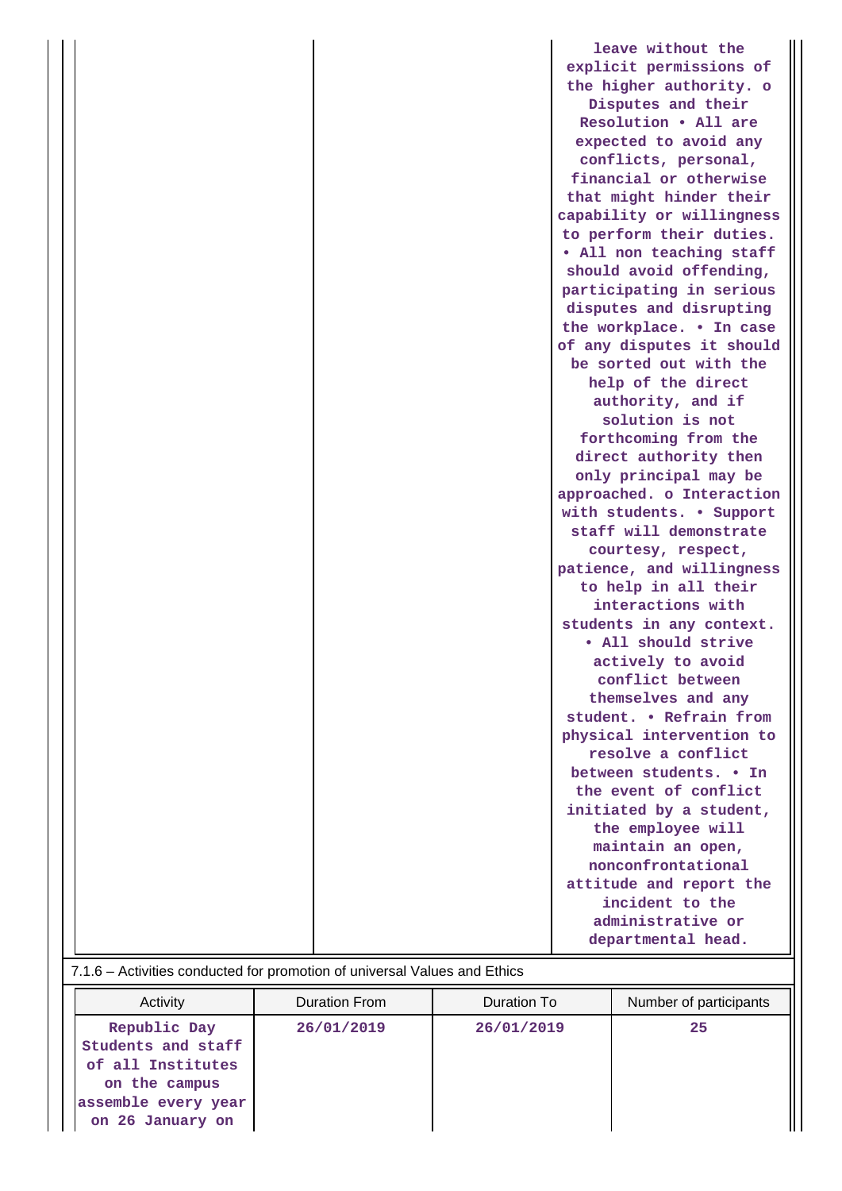| | | |
|---|---|---|
| | | leave without the explicit permissions of the higher authority. o Disputes and their Resolution • All are expected to avoid any conflicts, personal, financial or otherwise that might hinder their capability or willingness to perform their duties. • All non teaching staff should avoid offending, participating in serious disputes and disrupting the workplace. • In case of any disputes it should be sorted out with the help of the direct authority, and if solution is not forthcoming from the direct authority then only principal may be approached. o Interaction with students. • Support staff will demonstrate courtesy, respect, patience, and willingness to help in all their interactions with students in any context. • All should strive actively to avoid conflict between themselves and any student. • Refrain from physical intervention to resolve a conflict between students. • In the event of conflict initiated by a student, the employee will maintain an open, nonconfrontational attitude and report the incident to the administrative or departmental head. |

7.1.6 – Activities conducted for promotion of universal Values and Ethics

| Activity | Duration From | Duration To | Number of participants |
|---|---|---|---|
| Republic Day Students and staff of all Institutes on the campus assemble every year on 26 January on | 26/01/2019 | 26/01/2019 | 25 |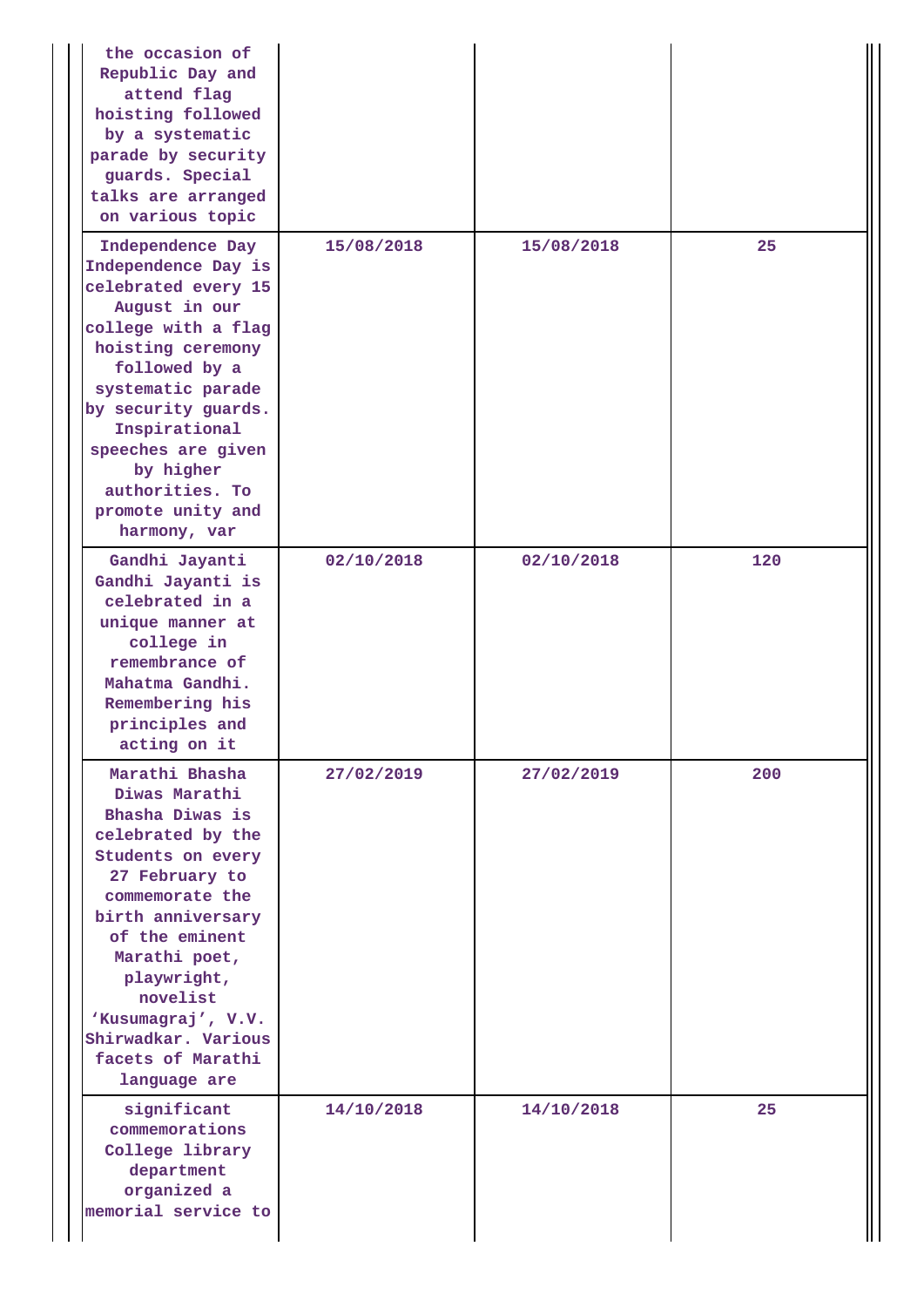| | | | |
|---|---|---|---|
| the occasion of Republic Day and attend flag hoisting followed by a systematic parade by security guards. Special talks are arranged on various topic | | | |
| Independence Day Independence Day is celebrated every 15 August in our college with a flag hoisting ceremony followed by a systematic parade by security guards. Inspirational speeches are given by higher authorities. To promote unity and harmony, var | 15/08/2018 | 15/08/2018 | 25 |
| Gandhi Jayanti Gandhi Jayanti is celebrated in a unique manner at college in remembrance of Mahatma Gandhi. Remembering his principles and acting on it | 02/10/2018 | 02/10/2018 | 120 |
| Marathi Bhasha Diwas Marathi Bhasha Diwas is celebrated by the Students on every 27 February to commemorate the birth anniversary of the eminent Marathi poet, playwright, novelist ‘Kusumagraj’, V.V. Shirwadkar. Various facets of Marathi language are | 27/02/2019 | 27/02/2019 | 200 |
| significant commemorations College library department organized a memorial service to | 14/10/2018 | 14/10/2018 | 25 |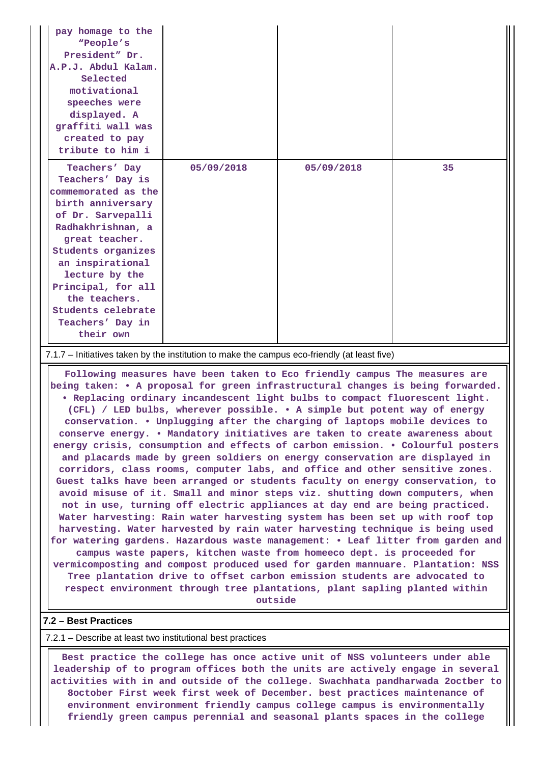| | | | |
|---|---|---|---|
| pay homage to the “People’s President” Dr. A.P.J. Abdul Kalam. Selected motivational speeches were displayed. A graffiti wall was created to pay tribute to him i | | | |
| Teachers’ Day Teachers’ Day is commemorated as the birth anniversary of Dr. Sarvepalli Radhakhrishnan, a great teacher. Students organizes an inspirational lecture by the Principal, for all the teachers. Students celebrate Teachers’ Day in their own | 05/09/2018 | 05/09/2018 | 35 |

7.1.7 – Initiatives taken by the institution to make the campus eco-friendly (at least five)

Following measures have been taken to Eco friendly campus The measures are being taken: • A proposal for green infrastructural changes is being forwarded. • Replacing ordinary incandescent light bulbs to compact fluorescent light. (CFL) / LED bulbs, wherever possible. • A simple but potent way of energy conservation. • Unplugging after the charging of laptops mobile devices to conserve energy. • Mandatory initiatives are taken to create awareness about energy crisis, consumption and effects of carbon emission. • Colourful posters and placards made by green soldiers on energy conservation are displayed in corridors, class rooms, computer labs, and office and other sensitive zones. Guest talks have been arranged or students faculty on energy conservation, to avoid misuse of it. Small and minor steps viz. shutting down computers, when not in use, turning off electric appliances at day end are being practiced. Water harvesting: Rain water harvesting system has been set up with roof top harvesting. Water harvested by rain water harvesting technique is being used for watering gardens. Hazardous waste management: • Leaf litter from garden and campus waste papers, kitchen waste from homeeco dept. is proceeded for vermicomposting and compost produced used for garden mannuare. Plantation: NSS Tree plantation drive to offset carbon emission students are advocated to respect environment through tree plantations, plant sapling planted within outside

## 7.2 – Best Practices

7.2.1 – Describe at least two institutional best practices

Best practice the college has once active unit of NSS volunteers under able leadership of to program offices both the units are actively engage in several activities with in and outside of the college. Swachhata pandharwada 2octber to 8october First week first week of December. best practices maintenance of environment environment friendly campus college campus is environmentally friendly green campus perennial and seasonal plants spaces in the college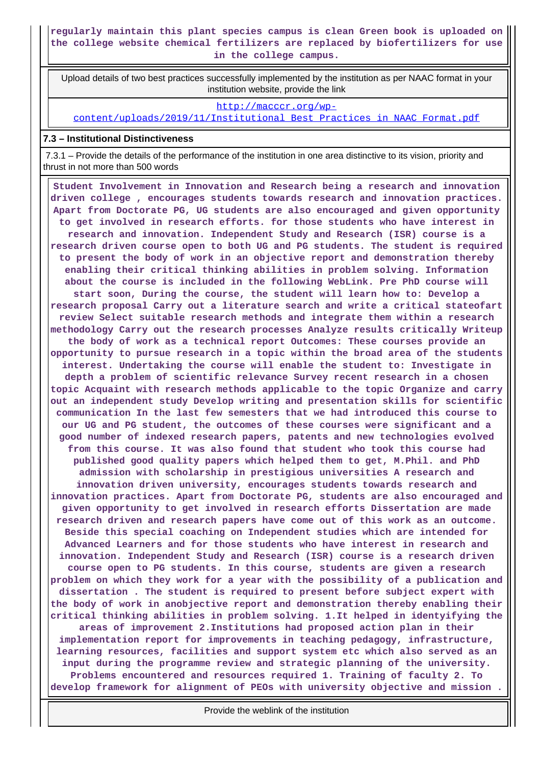**regularly maintain this plant species campus is clean Green book is uploaded on the college website chemical fertilizers are replaced by biofertilizers for use in the college campus.**

| Upload details of two best practices successfully implemented by the institution as per NAAC format in your institution website, provide the link |
| --- |
| http://macccr.org/wp-content/uploads/2019/11/Institutional_Best_Practices_in_NAAC_Format.pdf |

**7.3 – Institutional Distinctiveness**

7.3.1 – Provide the details of the performance of the institution in one area distinctive to its vision, priority and thrust in not more than 500 words

**Student Involvement in Innovation and Research being a research and innovation driven college , encourages students towards research and innovation practices. Apart from Doctorate PG, UG students are also encouraged and given opportunity to get involved in research efforts. for those students who have interest in research and innovation. Independent Study and Research (ISR) course is a research driven course open to both UG and PG students. The student is required to present the body of work in an objective report and demonstration thereby enabling their critical thinking abilities in problem solving. Information about the course is included in the following WebLink. Pre PhD course will start soon, During the course, the student will learn how to: Develop a research proposal Carry out a literature search and write a critical stateofart review Select suitable research methods and integrate them within a research methodology Carry out the research processes Analyze results critically Writeup the body of work as a technical report Outcomes: These courses provide an opportunity to pursue research in a topic within the broad area of the students interest. Undertaking the course will enable the student to: Investigate in depth a problem of scientific relevance Survey recent research in a chosen topic Acquaint with research methods applicable to the topic Organize and carry out an independent study Develop writing and presentation skills for scientific communication In the last few semesters that we had introduced this course to our UG and PG student, the outcomes of these courses were significant and a good number of indexed research papers, patents and new technologies evolved from this course. It was also found that student who took this course had published good quality papers which helped them to get, M.Phil. and PhD admission with scholarship in prestigious universities A research and innovation driven university, encourages students towards research and innovation practices. Apart from Doctorate PG, students are also encouraged and given opportunity to get involved in research efforts Dissertation are made research driven and research papers have come out of this work as an outcome. Beside this special coaching on Independent studies which are intended for Advanced Learners and for those students who have interest in research and innovation. Independent Study and Research (ISR) course is a research driven course open to PG students. In this course, students are given a research problem on which they work for a year with the possibility of a publication and dissertation . The student is required to present before subject expert with the body of work in anobjective report and demonstration thereby enabling their critical thinking abilities in problem solving. 1.It helped in identyifying the areas of improvement 2.Institutions had proposed action plan in their implementation report for improvements in teaching pedagogy, infrastructure, learning resources, facilities and support system etc which also served as an input during the programme review and strategic planning of the university. Problems encountered and resources required 1. Training of faculty 2. To develop framework for alignment of PEOs with university objective and mission .**

| Provide the weblink of the institution |
| --- |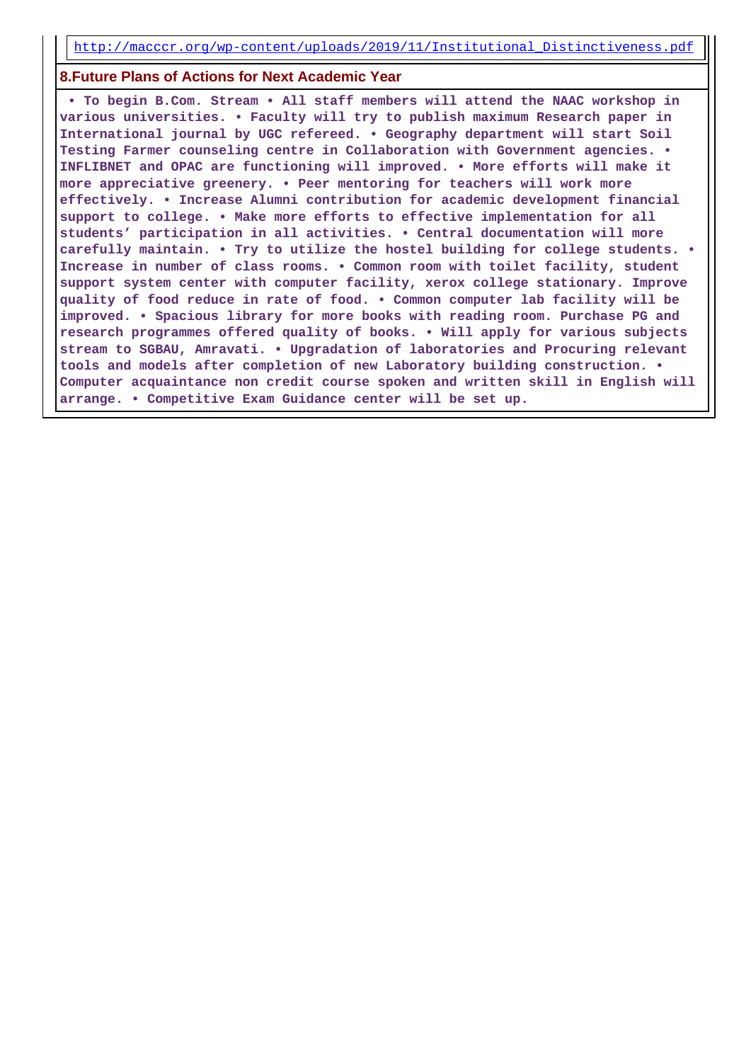http://macccr.org/wp-content/uploads/2019/11/Institutional_Distinctiveness.pdf

## 8.Future Plans of Actions for Next Academic Year

**• To begin B.Com. Stream • All staff members will attend the NAAC workshop in various universities. • Faculty will try to publish maximum Research paper in International journal by UGC refereed. • Geography department will start Soil Testing Farmer counseling centre in Collaboration with Government agencies. • INFLIBNET and OPAC are functioning will improved. • More efforts will make it more appreciative greenery. • Peer mentoring for teachers will work more effectively. • Increase Alumni contribution for academic development financial support to college. • Make more efforts to effective implementation for all students' participation in all activities. • Central documentation will more carefully maintain. • Try to utilize the hostel building for college students. • Increase in number of class rooms. • Common room with toilet facility, student support system center with computer facility, xerox college stationary. Improve quality of food reduce in rate of food. • Common computer lab facility will be improved. • Spacious library for more books with reading room. Purchase PG and research programmes offered quality of books. • Will apply for various subjects stream to SGBAU, Amravati. • Upgradation of laboratories and Procuring relevant tools and models after completion of new Laboratory building construction. • Computer acquaintance non credit course spoken and written skill in English will arrange. • Competitive Exam Guidance center will be set up.**